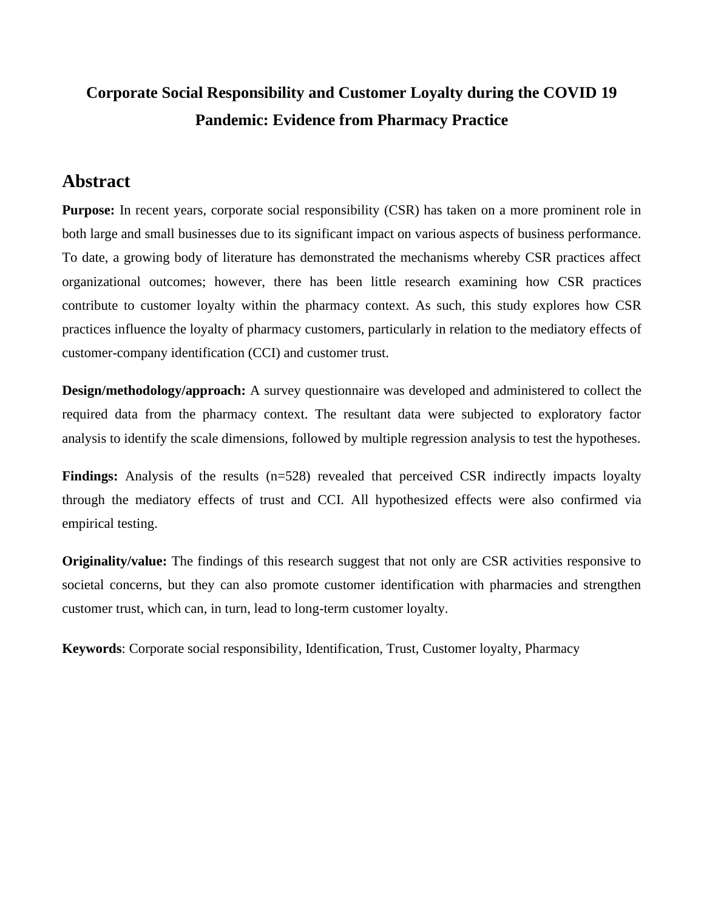# Corporate Social Responsibility and Customer Loyalty during the COVID 19 Pandemic: Evidence from Pharmacy Practice

## Abstract

**Purpose:** In recent years, corporate social responsibility (CSR) has taken on a more prominent role in both large and small businesses due to its significant impact on various aspects of business performance. To date, a growing body of literature has demonstrated the mechanisms whereby CSR practices affect organizational outcomes; however, there has been little research examining how CSR practices contribute to customer loyalty within the pharmacy context. As such, this study explores how CSR practices influence the loyalty of pharmacy customers, particularly in relation to the mediatory effects of customer-company identification (CCI) and customer trust.

**Design/methodology/approach:** A survey questionnaire was developed and administered to collect the required data from the pharmacy context. The resultant data were subjected to exploratory factor analysis to identify the scale dimensions, followed by multiple regression analysis to test the hypotheses.

**Findings:** Analysis of the results (n=528) revealed that perceived CSR indirectly impacts loyalty through the mediatory effects of trust and CCI. All hypothesized effects were also confirmed via empirical testing.

**Originality/value:** The findings of this research suggest that not only are CSR activities responsive to societal concerns, but they can also promote customer identification with pharmacies and strengthen customer trust, which can, in turn, lead to long-term customer loyalty.

**Keywords**: Corporate social responsibility, Identification, Trust, Customer loyalty, Pharmacy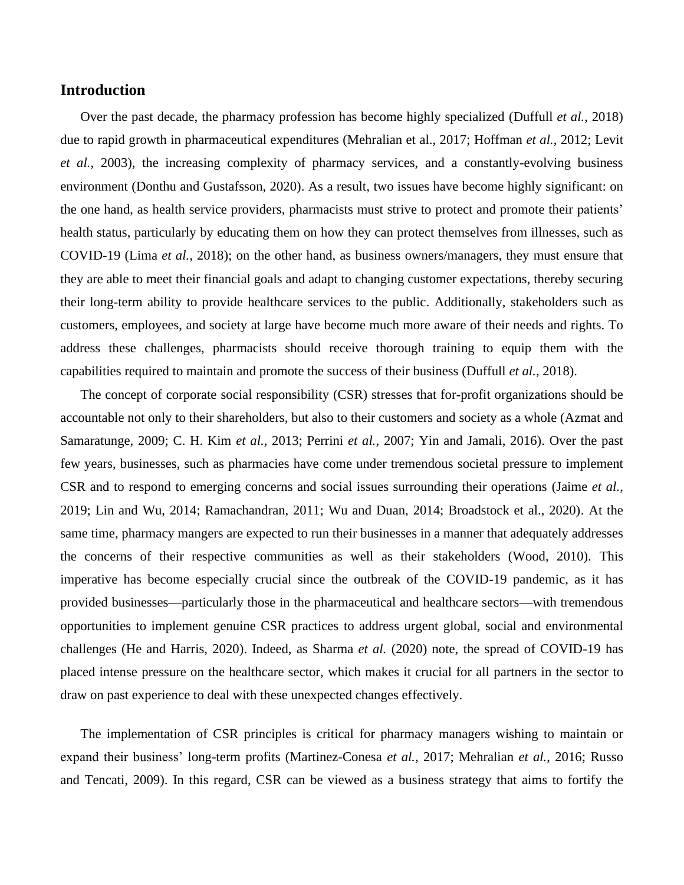## Introduction

Over the past decade, the pharmacy profession has become highly specialized (Duffull *et al.*, 2018) due to rapid growth in pharmaceutical expenditures (Mehralian et al., 2017; Hoffman *et al.*, 2012; Levit *et al.*, 2003), the increasing complexity of pharmacy services, and a constantly-evolving business environment (Donthu and Gustafsson, 2020). As a result, two issues have become highly significant: on the one hand, as health service providers, pharmacists must strive to protect and promote their patients' health status, particularly by educating them on how they can protect themselves from illnesses, such as COVID-19 (Lima *et al.*, 2018); on the other hand, as business owners/managers, they must ensure that they are able to meet their financial goals and adapt to changing customer expectations, thereby securing their long-term ability to provide healthcare services to the public. Additionally, stakeholders such as customers, employees, and society at large have become much more aware of their needs and rights. To address these challenges, pharmacists should receive thorough training to equip them with the capabilities required to maintain and promote the success of their business (Duffull *et al.*, 2018).

The concept of corporate social responsibility (CSR) stresses that for-profit organizations should be accountable not only to their shareholders, but also to their customers and society as a whole (Azmat and Samaratunge, 2009; C. H. Kim *et al.*, 2013; Perrini *et al.*, 2007; Yin and Jamali, 2016). Over the past few years, businesses, such as pharmacies have come under tremendous societal pressure to implement CSR and to respond to emerging concerns and social issues surrounding their operations (Jaime *et al.*, 2019; Lin and Wu, 2014; Ramachandran, 2011; Wu and Duan, 2014; Broadstock et al., 2020). At the same time, pharmacy mangers are expected to run their businesses in a manner that adequately addresses the concerns of their respective communities as well as their stakeholders (Wood, 2010). This imperative has become especially crucial since the outbreak of the COVID-19 pandemic, as it has provided businesses—particularly those in the pharmaceutical and healthcare sectors—with tremendous opportunities to implement genuine CSR practices to address urgent global, social and environmental challenges (He and Harris, 2020). Indeed, as Sharma *et al.* (2020) note, the spread of COVID-19 has placed intense pressure on the healthcare sector, which makes it crucial for all partners in the sector to draw on past experience to deal with these unexpected changes effectively.

The implementation of CSR principles is critical for pharmacy managers wishing to maintain or expand their business' long-term profits (Martinez-Conesa *et al.*, 2017; Mehralian *et al.*, 2016; Russo and Tencati, 2009). In this regard, CSR can be viewed as a business strategy that aims to fortify the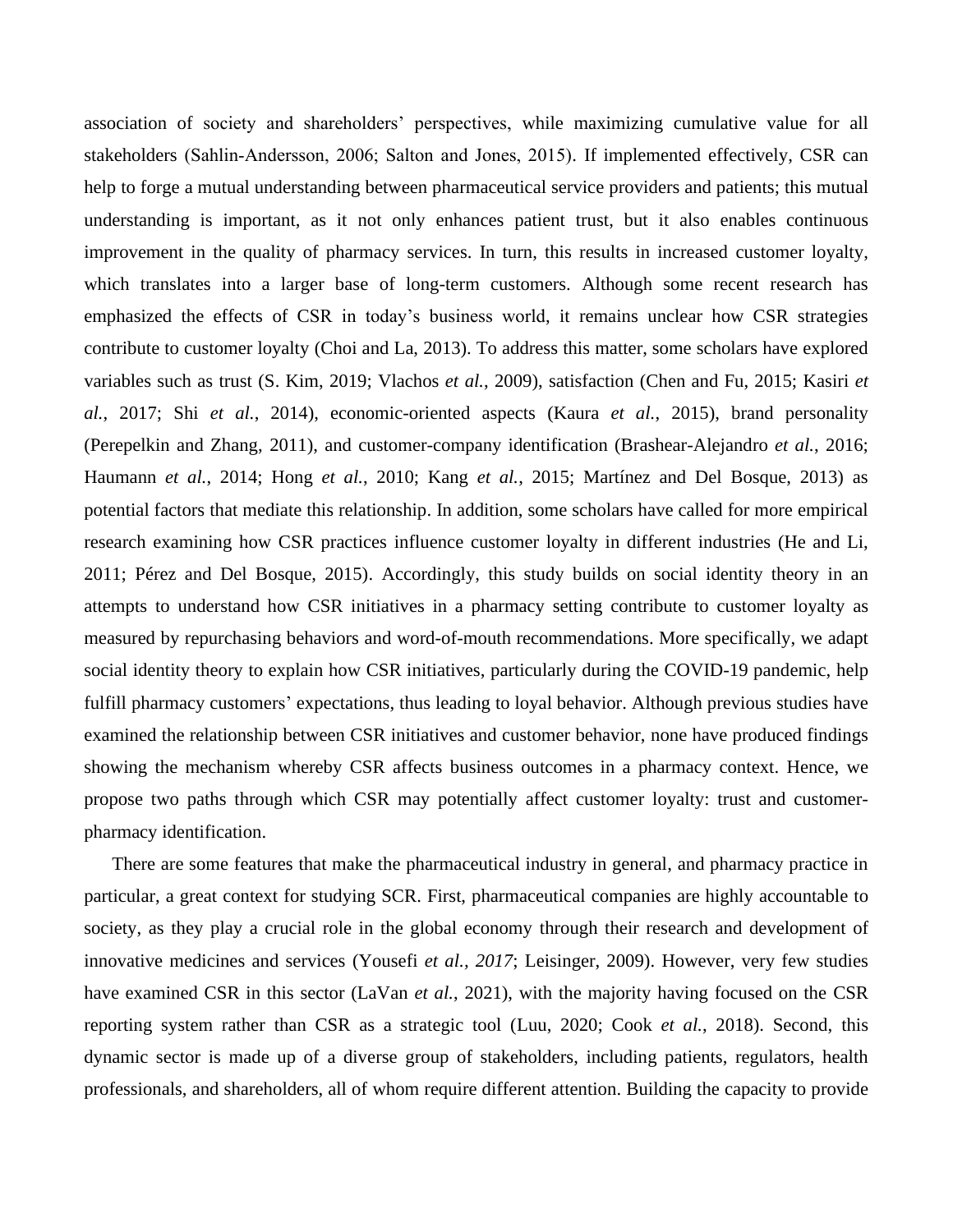association of society and shareholders' perspectives, while maximizing cumulative value for all stakeholders (Sahlin-Andersson, 2006; Salton and Jones, 2015). If implemented effectively, CSR can help to forge a mutual understanding between pharmaceutical service providers and patients; this mutual understanding is important, as it not only enhances patient trust, but it also enables continuous improvement in the quality of pharmacy services. In turn, this results in increased customer loyalty, which translates into a larger base of long-term customers. Although some recent research has emphasized the effects of CSR in today's business world, it remains unclear how CSR strategies contribute to customer loyalty (Choi and La, 2013). To address this matter, some scholars have explored variables such as trust (S. Kim, 2019; Vlachos *et al.*, 2009), satisfaction (Chen and Fu, 2015; Kasiri *et al.*, 2017; Shi *et al.*, 2014), economic-oriented aspects (Kaura *et al.*, 2015), brand personality (Perepelkin and Zhang, 2011), and customer-company identification (Brashear-Alejandro *et al.*, 2016; Haumann *et al.*, 2014; Hong *et al.*, 2010; Kang *et al.*, 2015; Martínez and Del Bosque, 2013) as potential factors that mediate this relationship. In addition, some scholars have called for more empirical research examining how CSR practices influence customer loyalty in different industries (He and Li, 2011; Pérez and Del Bosque, 2015). Accordingly, this study builds on social identity theory in an attempts to understand how CSR initiatives in a pharmacy setting contribute to customer loyalty as measured by repurchasing behaviors and word-of-mouth recommendations. More specifically, we adapt social identity theory to explain how CSR initiatives, particularly during the COVID-19 pandemic, help fulfill pharmacy customers' expectations, thus leading to loyal behavior. Although previous studies have examined the relationship between CSR initiatives and customer behavior, none have produced findings showing the mechanism whereby CSR affects business outcomes in a pharmacy context. Hence, we propose two paths through which CSR may potentially affect customer loyalty: trust and customer-pharmacy identification.

There are some features that make the pharmaceutical industry in general, and pharmacy practice in particular, a great context for studying SCR. First, pharmaceutical companies are highly accountable to society, as they play a crucial role in the global economy through their research and development of innovative medicines and services (Yousefi *et al., 2017*; Leisinger, 2009). However, very few studies have examined CSR in this sector (LaVan *et al.*, 2021), with the majority having focused on the CSR reporting system rather than CSR as a strategic tool (Luu, 2020; Cook *et al.*, 2018). Second, this dynamic sector is made up of a diverse group of stakeholders, including patients, regulators, health professionals, and shareholders, all of whom require different attention. Building the capacity to provide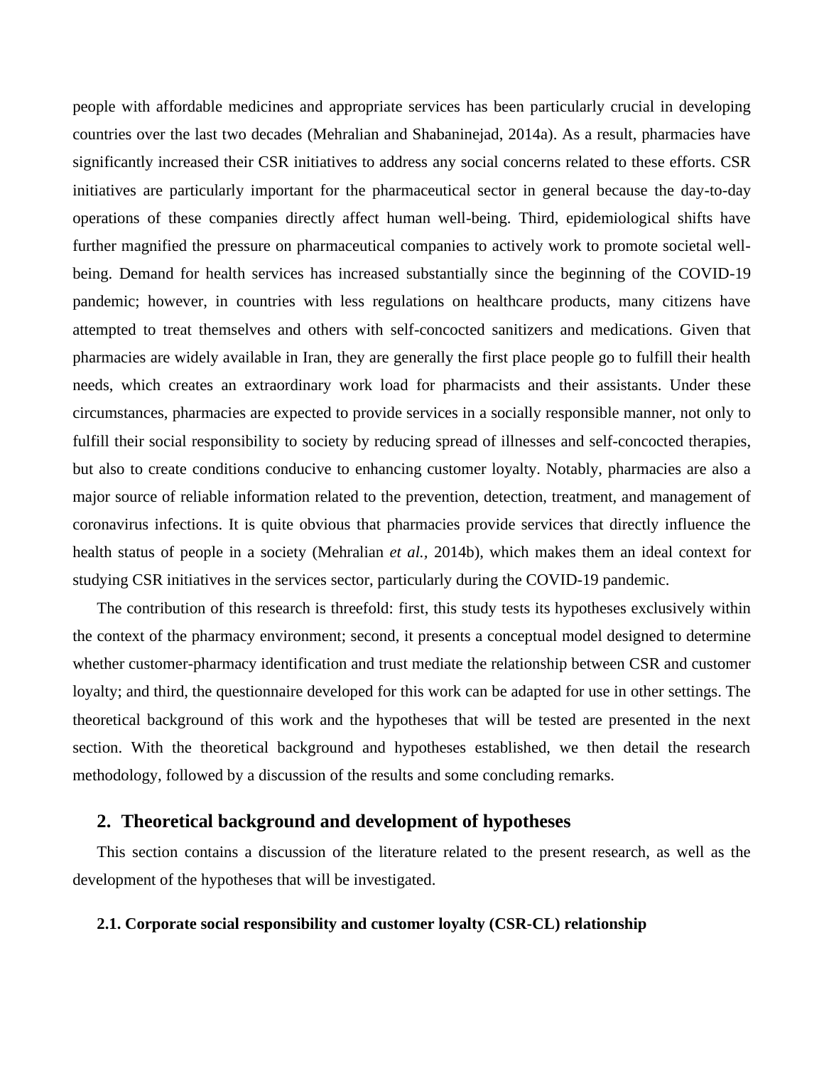people with affordable medicines and appropriate services has been particularly crucial in developing countries over the last two decades (Mehralian and Shabaninejad, 2014a). As a result, pharmacies have significantly increased their CSR initiatives to address any social concerns related to these efforts. CSR initiatives are particularly important for the pharmaceutical sector in general because the day-to-day operations of these companies directly affect human well-being. Third, epidemiological shifts have further magnified the pressure on pharmaceutical companies to actively work to promote societal well-being. Demand for health services has increased substantially since the beginning of the COVID-19 pandemic; however, in countries with less regulations on healthcare products, many citizens have attempted to treat themselves and others with self-concocted sanitizers and medications. Given that pharmacies are widely available in Iran, they are generally the first place people go to fulfill their health needs, which creates an extraordinary work load for pharmacists and their assistants. Under these circumstances, pharmacies are expected to provide services in a socially responsible manner, not only to fulfill their social responsibility to society by reducing spread of illnesses and self-concocted therapies, but also to create conditions conducive to enhancing customer loyalty. Notably, pharmacies are also a major source of reliable information related to the prevention, detection, treatment, and management of coronavirus infections. It is quite obvious that pharmacies provide services that directly influence the health status of people in a society (Mehralian *et al.,* 2014b), which makes them an ideal context for studying CSR initiatives in the services sector, particularly during the COVID-19 pandemic.

The contribution of this research is threefold: first, this study tests its hypotheses exclusively within the context of the pharmacy environment; second, it presents a conceptual model designed to determine whether customer-pharmacy identification and trust mediate the relationship between CSR and customer loyalty; and third, the questionnaire developed for this work can be adapted for use in other settings. The theoretical background of this work and the hypotheses that will be tested are presented in the next section. With the theoretical background and hypotheses established, we then detail the research methodology, followed by a discussion of the results and some concluding remarks.

## 2. Theoretical background and development of hypotheses

This section contains a discussion of the literature related to the present research, as well as the development of the hypotheses that will be investigated.

### 2.1. Corporate social responsibility and customer loyalty (CSR-CL) relationship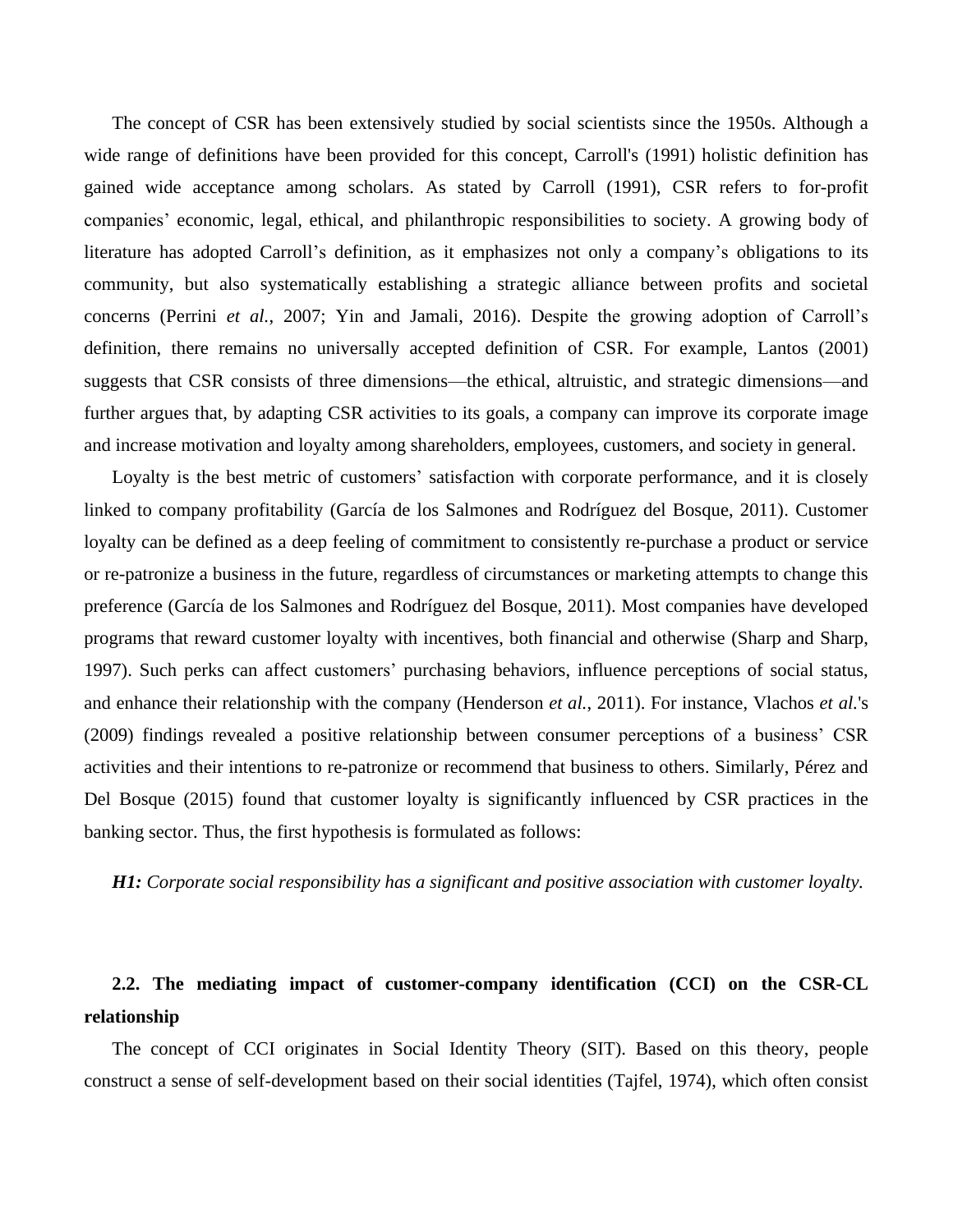The concept of CSR has been extensively studied by social scientists since the 1950s. Although a wide range of definitions have been provided for this concept, Carroll's (1991) holistic definition has gained wide acceptance among scholars. As stated by Carroll (1991), CSR refers to for-profit companies' economic, legal, ethical, and philanthropic responsibilities to society. A growing body of literature has adopted Carroll's definition, as it emphasizes not only a company's obligations to its community, but also systematically establishing a strategic alliance between profits and societal concerns (Perrini *et al.*, 2007; Yin and Jamali, 2016). Despite the growing adoption of Carroll's definition, there remains no universally accepted definition of CSR. For example, Lantos (2001) suggests that CSR consists of three dimensions—the ethical, altruistic, and strategic dimensions—and further argues that, by adapting CSR activities to its goals, a company can improve its corporate image and increase motivation and loyalty among shareholders, employees, customers, and society in general.

Loyalty is the best metric of customers' satisfaction with corporate performance, and it is closely linked to company profitability (García de los Salmones and Rodríguez del Bosque, 2011). Customer loyalty can be defined as a deep feeling of commitment to consistently re-purchase a product or service or re-patronize a business in the future, regardless of circumstances or marketing attempts to change this preference (García de los Salmones and Rodríguez del Bosque, 2011). Most companies have developed programs that reward customer loyalty with incentives, both financial and otherwise (Sharp and Sharp, 1997). Such perks can affect customers' purchasing behaviors, influence perceptions of social status, and enhance their relationship with the company (Henderson *et al.*, 2011). For instance, Vlachos *et al.*'s (2009) findings revealed a positive relationship between consumer perceptions of a business' CSR activities and their intentions to re-patronize or recommend that business to others. Similarly, Pérez and Del Bosque (2015) found that customer loyalty is significantly influenced by CSR practices in the banking sector. Thus, the first hypothesis is formulated as follows:

***H1:*** *Corporate social responsibility has a significant and positive association with customer loyalty.*

### 2.2. The mediating impact of customer-company identification (CCI) on the CSR-CL relationship

The concept of CCI originates in Social Identity Theory (SIT). Based on this theory, people construct a sense of self-development based on their social identities (Tajfel, 1974), which often consist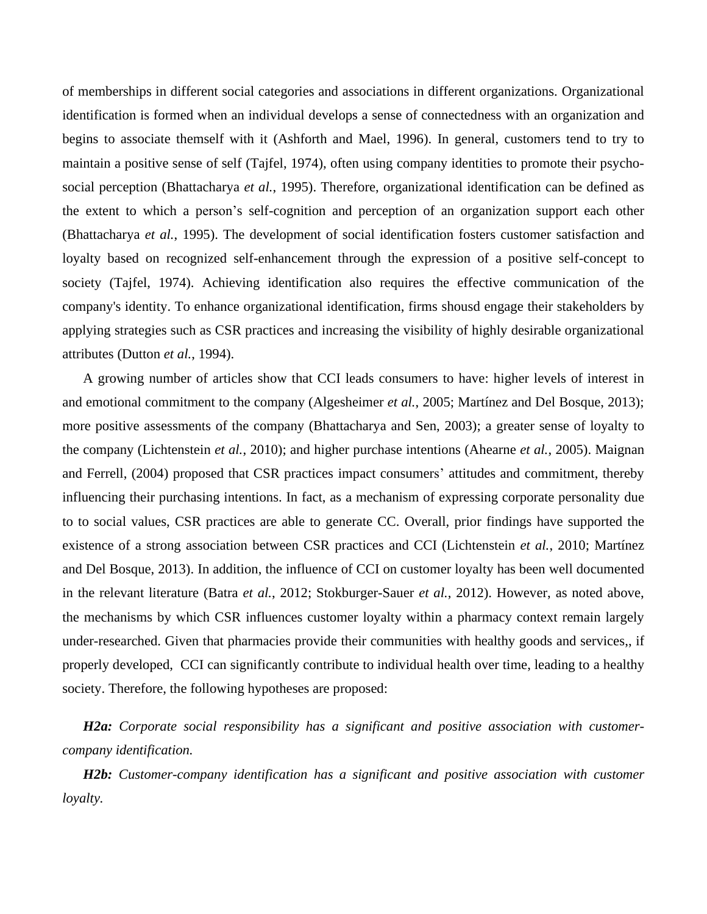of memberships in different social categories and associations in different organizations. Organizational identification is formed when an individual develops a sense of connectedness with an organization and begins to associate themself with it (Ashforth and Mael, 1996). In general, customers tend to try to maintain a positive sense of self (Tajfel, 1974), often using company identities to promote their psycho-social perception (Bhattacharya *et al.*, 1995). Therefore, organizational identification can be defined as the extent to which a person's self-cognition and perception of an organization support each other (Bhattacharya *et al.*, 1995). The development of social identification fosters customer satisfaction and loyalty based on recognized self-enhancement through the expression of a positive self-concept to society (Tajfel, 1974). Achieving identification also requires the effective communication of the company's identity. To enhance organizational identification, firms shousd engage their stakeholders by applying strategies such as CSR practices and increasing the visibility of highly desirable organizational attributes (Dutton *et al.*, 1994).

A growing number of articles show that CCI leads consumers to have: higher levels of interest in and emotional commitment to the company (Algesheimer *et al.*, 2005; Martínez and Del Bosque, 2013); more positive assessments of the company (Bhattacharya and Sen, 2003); a greater sense of loyalty to the company (Lichtenstein *et al.*, 2010); and higher purchase intentions (Ahearne *et al.*, 2005). Maignan and Ferrell, (2004) proposed that CSR practices impact consumers' attitudes and commitment, thereby influencing their purchasing intentions. In fact, as a mechanism of expressing corporate personality due to to social values, CSR practices are able to generate CC. Overall, prior findings have supported the existence of a strong association between CSR practices and CCI (Lichtenstein *et al.*, 2010; Martínez and Del Bosque, 2013). In addition, the influence of CCI on customer loyalty has been well documented in the relevant literature (Batra *et al.*, 2012; Stokburger-Sauer *et al.*, 2012). However, as noted above, the mechanisms by which CSR influences customer loyalty within a pharmacy context remain largely under-researched. Given that pharmacies provide their communities with healthy goods and services,, if properly developed,  CCI can significantly contribute to individual health over time, leading to a healthy society. Therefore, the following hypotheses are proposed:

***H2a:*** *Corporate social responsibility has a significant and positive association with customer-company identification.*

***H2b:*** *Customer-company identification has a significant and positive association with customer loyalty.*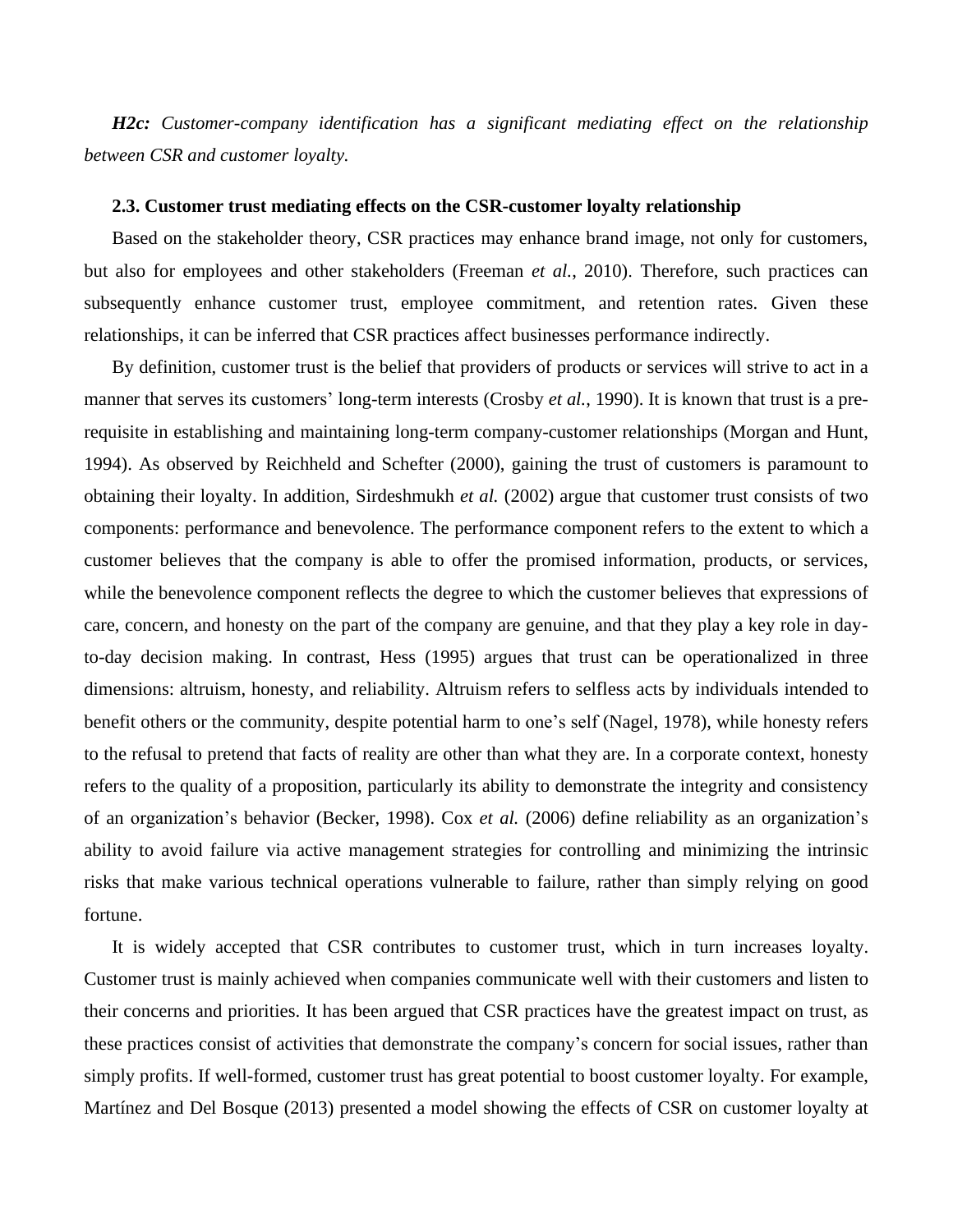***H2c:*** *Customer-company identification has a significant mediating effect on the relationship between CSR and customer loyalty.*

### 2.3. Customer trust mediating effects on the CSR-customer loyalty relationship

Based on the stakeholder theory, CSR practices may enhance brand image, not only for customers, but also for employees and other stakeholders (Freeman *et al.*, 2010). Therefore, such practices can subsequently enhance customer trust, employee commitment, and retention rates. Given these relationships, it can be inferred that CSR practices affect businesses performance indirectly.

By definition, customer trust is the belief that providers of products or services will strive to act in a manner that serves its customers' long-term interests (Crosby *et al.*, 1990). It is known that trust is a pre-requisite in establishing and maintaining long-term company-customer relationships (Morgan and Hunt, 1994). As observed by Reichheld and Schefter (2000), gaining the trust of customers is paramount to obtaining their loyalty. In addition, Sirdeshmukh *et al.* (2002) argue that customer trust consists of two components: performance and benevolence. The performance component refers to the extent to which a customer believes that the company is able to offer the promised information, products, or services, while the benevolence component reflects the degree to which the customer believes that expressions of care, concern, and honesty on the part of the company are genuine, and that they play a key role in day-to-day decision making. In contrast, Hess (1995) argues that trust can be operationalized in three dimensions: altruism, honesty, and reliability. Altruism refers to selfless acts by individuals intended to benefit others or the community, despite potential harm to one's self (Nagel, 1978), while honesty refers to the refusal to pretend that facts of reality are other than what they are. In a corporate context, honesty refers to the quality of a proposition, particularly its ability to demonstrate the integrity and consistency of an organization's behavior (Becker, 1998). Cox *et al.* (2006) define reliability as an organization's ability to avoid failure via active management strategies for controlling and minimizing the intrinsic risks that make various technical operations vulnerable to failure, rather than simply relying on good fortune.

It is widely accepted that CSR contributes to customer trust, which in turn increases loyalty. Customer trust is mainly achieved when companies communicate well with their customers and listen to their concerns and priorities. It has been argued that CSR practices have the greatest impact on trust, as these practices consist of activities that demonstrate the company's concern for social issues, rather than simply profits. If well-formed, customer trust has great potential to boost customer loyalty. For example, Martínez and Del Bosque (2013) presented a model showing the effects of CSR on customer loyalty at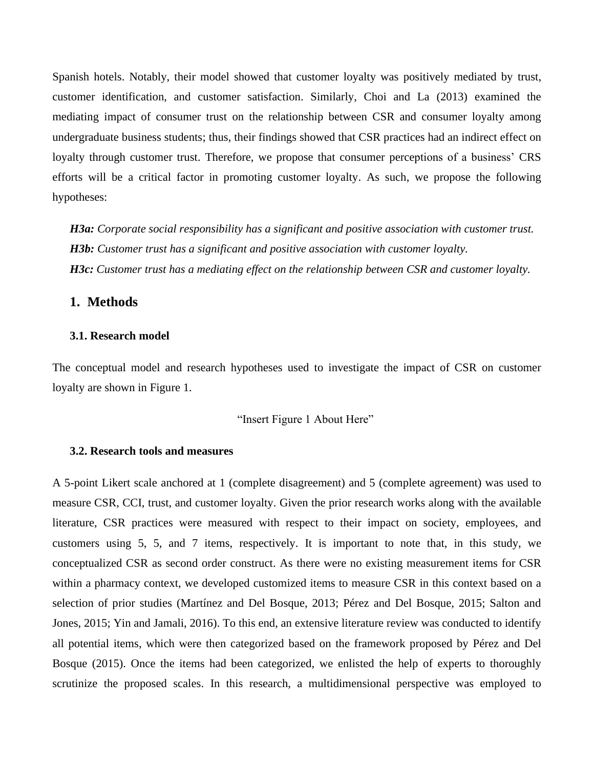Spanish hotels. Notably, their model showed that customer loyalty was positively mediated by trust, customer identification, and customer satisfaction. Similarly, Choi and La (2013) examined the mediating impact of consumer trust on the relationship between CSR and consumer loyalty among undergraduate business students; thus, their findings showed that CSR practices had an indirect effect on loyalty through customer trust. Therefore, we propose that consumer perceptions of a business' CRS efforts will be a critical factor in promoting customer loyalty. As such, we propose the following hypotheses:

***H3a:*** *Corporate social responsibility has a significant and positive association with customer trust.*
***H3b:*** *Customer trust has a significant and positive association with customer loyalty.*
***H3c:*** *Customer trust has a mediating effect on the relationship between CSR and customer loyalty.*

## 1. Methods

### 3.1. Research model

The conceptual model and research hypotheses used to investigate the impact of CSR on customer loyalty are shown in Figure 1.

"Insert Figure 1 About Here"

### 3.2. Research tools and measures

A 5-point Likert scale anchored at 1 (complete disagreement) and 5 (complete agreement) was used to measure CSR, CCI, trust, and customer loyalty. Given the prior research works along with the available literature, CSR practices were measured with respect to their impact on society, employees, and customers using 5, 5, and 7 items, respectively. It is important to note that, in this study, we conceptualized CSR as second order construct. As there were no existing measurement items for CSR within a pharmacy context, we developed customized items to measure CSR in this context based on a selection of prior studies (Martínez and Del Bosque, 2013; Pérez and Del Bosque, 2015; Salton and Jones, 2015; Yin and Jamali, 2016). To this end, an extensive literature review was conducted to identify all potential items, which were then categorized based on the framework proposed by Pérez and Del Bosque (2015). Once the items had been categorized, we enlisted the help of experts to thoroughly scrutinize the proposed scales. In this research, a multidimensional perspective was employed to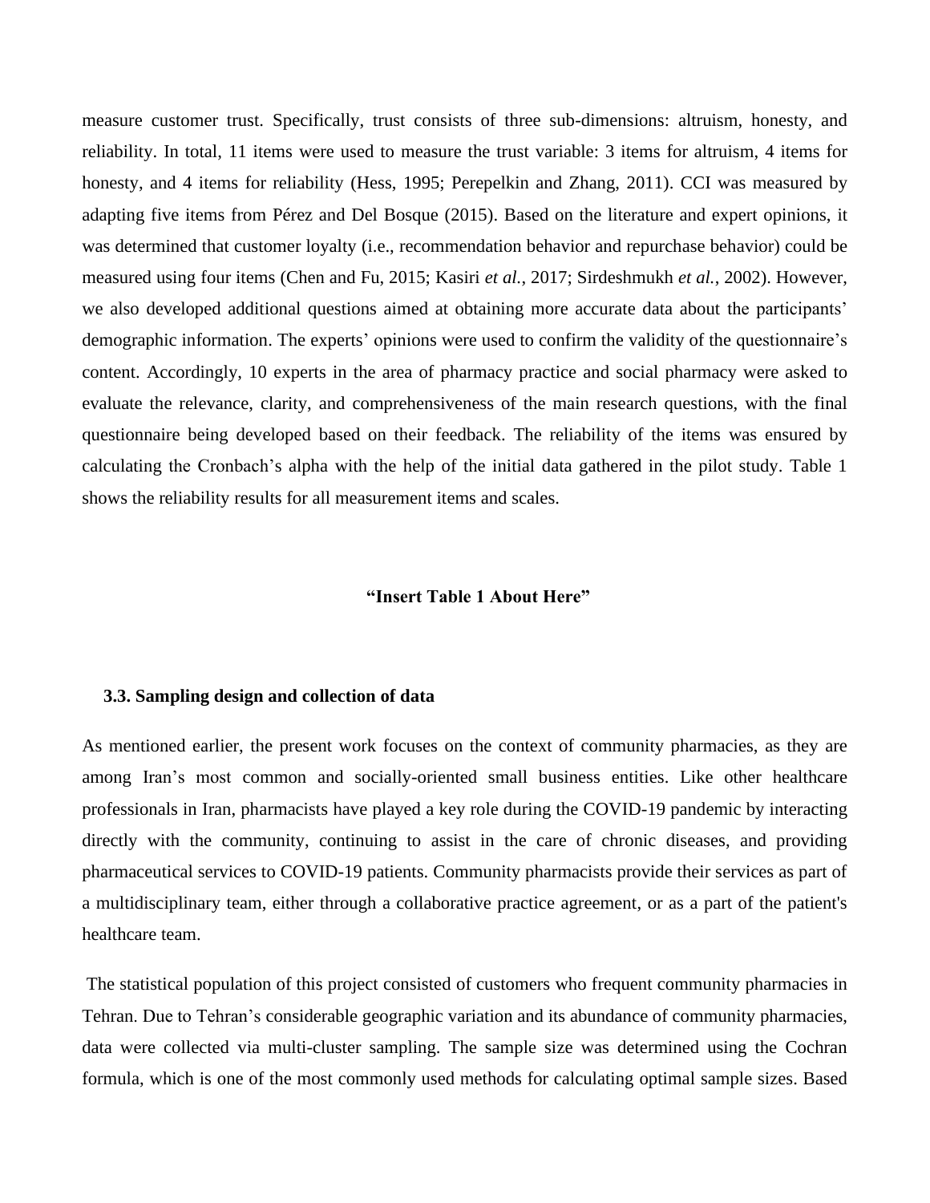measure customer trust. Specifically, trust consists of three sub-dimensions: altruism, honesty, and reliability. In total, 11 items were used to measure the trust variable: 3 items for altruism, 4 items for honesty, and 4 items for reliability (Hess, 1995; Perepelkin and Zhang, 2011). CCI was measured by adapting five items from Pérez and Del Bosque (2015). Based on the literature and expert opinions, it was determined that customer loyalty (i.e., recommendation behavior and repurchase behavior) could be measured using four items (Chen and Fu, 2015; Kasiri *et al.*, 2017; Sirdeshmukh *et al.*, 2002). However, we also developed additional questions aimed at obtaining more accurate data about the participants' demographic information. The experts' opinions were used to confirm the validity of the questionnaire's content. Accordingly, 10 experts in the area of pharmacy practice and social pharmacy were asked to evaluate the relevance, clarity, and comprehensiveness of the main research questions, with the final questionnaire being developed based on their feedback. The reliability of the items was ensured by calculating the Cronbach's alpha with the help of the initial data gathered in the pilot study. Table 1 shows the reliability results for all measurement items and scales.

**"Insert Table 1 About Here"**

### 3.3. Sampling design and collection of data

As mentioned earlier, the present work focuses on the context of community pharmacies, as they are among Iran's most common and socially-oriented small business entities. Like other healthcare professionals in Iran, pharmacists have played a key role during the COVID-19 pandemic by interacting directly with the community, continuing to assist in the care of chronic diseases, and providing pharmaceutical services to COVID-19 patients. Community pharmacists provide their services as part of a multidisciplinary team, either through a collaborative practice agreement, or as a part of the patient's healthcare team.

The statistical population of this project consisted of customers who frequent community pharmacies in Tehran. Due to Tehran's considerable geographic variation and its abundance of community pharmacies, data were collected via multi-cluster sampling. The sample size was determined using the Cochran formula, which is one of the most commonly used methods for calculating optimal sample sizes. Based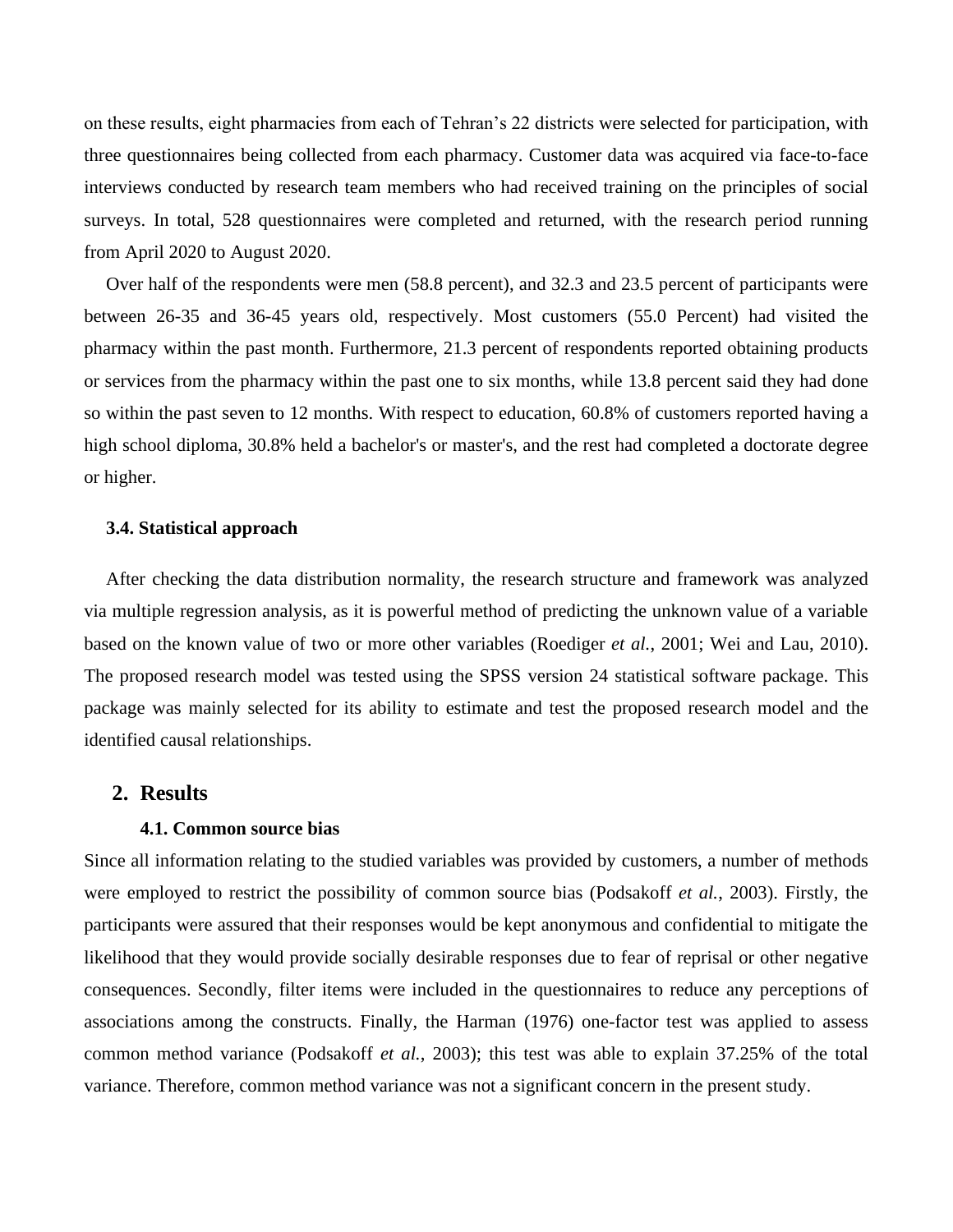on these results, eight pharmacies from each of Tehran's 22 districts were selected for participation, with three questionnaires being collected from each pharmacy. Customer data was acquired via face-to-face interviews conducted by research team members who had received training on the principles of social surveys. In total, 528 questionnaires were completed and returned, with the research period running from April 2020 to August 2020.

Over half of the respondents were men (58.8 percent), and 32.3 and 23.5 percent of participants were between 26-35 and 36-45 years old, respectively. Most customers (55.0 Percent) had visited the pharmacy within the past month. Furthermore, 21.3 percent of respondents reported obtaining products or services from the pharmacy within the past one to six months, while 13.8 percent said they had done so within the past seven to 12 months. With respect to education, 60.8% of customers reported having a high school diploma, 30.8% held a bachelor's or master's, and the rest had completed a doctorate degree or higher.

### 3.4. Statistical approach

After checking the data distribution normality, the research structure and framework was analyzed via multiple regression analysis, as it is powerful method of predicting the unknown value of a variable based on the known value of two or more other variables (Roediger *et al.*, 2001; Wei and Lau, 2010). The proposed research model was tested using the SPSS version 24 statistical software package. This package was mainly selected for its ability to estimate and test the proposed research model and the identified causal relationships.

## 2. Results

### 4.1. Common source bias

Since all information relating to the studied variables was provided by customers, a number of methods were employed to restrict the possibility of common source bias (Podsakoff *et al.*, 2003). Firstly, the participants were assured that their responses would be kept anonymous and confidential to mitigate the likelihood that they would provide socially desirable responses due to fear of reprisal or other negative consequences. Secondly, filter items were included in the questionnaires to reduce any perceptions of associations among the constructs. Finally, the Harman (1976) one-factor test was applied to assess common method variance (Podsakoff *et al.*, 2003); this test was able to explain 37.25% of the total variance. Therefore, common method variance was not a significant concern in the present study.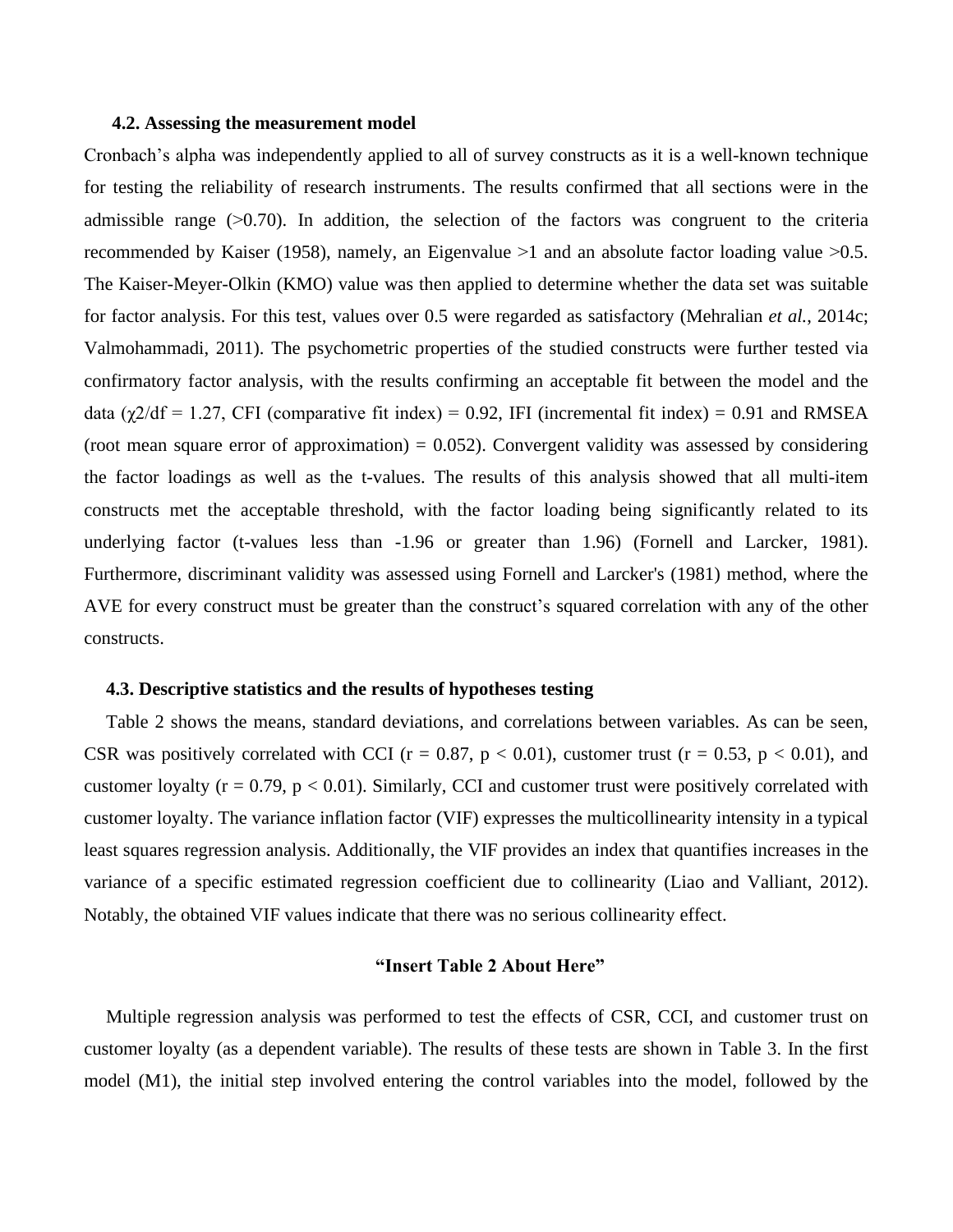### 4.2. Assessing the measurement model

Cronbach's alpha was independently applied to all of survey constructs as it is a well-known technique for testing the reliability of research instruments. The results confirmed that all sections were in the admissible range (>0.70). In addition, the selection of the factors was congruent to the criteria recommended by Kaiser (1958), namely, an Eigenvalue >1 and an absolute factor loading value >0.5. The Kaiser-Meyer-Olkin (KMO) value was then applied to determine whether the data set was suitable for factor analysis. For this test, values over 0.5 were regarded as satisfactory (Mehralian *et al.*, 2014c; Valmohammadi, 2011). The psychometric properties of the studied constructs were further tested via confirmatory factor analysis, with the results confirming an acceptable fit between the model and the data ($\chi2/df = 1.27$, CFI (comparative fit index) = 0.92, IFI (incremental fit index) = 0.91 and RMSEA (root mean square error of approximation) = 0.052). Convergent validity was assessed by considering the factor loadings as well as the t-values. The results of this analysis showed that all multi-item constructs met the acceptable threshold, with the factor loading being significantly related to its underlying factor (t-values less than -1.96 or greater than 1.96) (Fornell and Larcker, 1981). Furthermore, discriminant validity was assessed using Fornell and Larcker's (1981) method, where the AVE for every construct must be greater than the construct's squared correlation with any of the other constructs.

### 4.3. Descriptive statistics and the results of hypotheses testing

Table 2 shows the means, standard deviations, and correlations between variables. As can be seen, CSR was positively correlated with CCI ($r = 0.87$, $p < 0.01$), customer trust ($r = 0.53$, $p < 0.01$), and customer loyalty ($r = 0.79$, $p < 0.01$). Similarly, CCI and customer trust were positively correlated with customer loyalty. The variance inflation factor (VIF) expresses the multicollinearity intensity in a typical least squares regression analysis. Additionally, the VIF provides an index that quantifies increases in the variance of a specific estimated regression coefficient due to collinearity (Liao and Valliant, 2012). Notably, the obtained VIF values indicate that there was no serious collinearity effect.

**"Insert Table 2 About Here"**

Multiple regression analysis was performed to test the effects of CSR, CCI, and customer trust on customer loyalty (as a dependent variable). The results of these tests are shown in Table 3. In the first model (M1), the initial step involved entering the control variables into the model, followed by the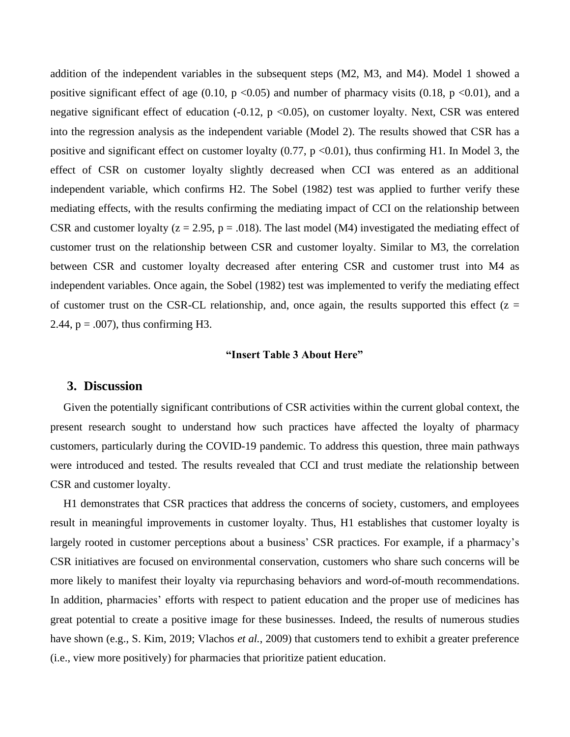addition of the independent variables in the subsequent steps (M2, M3, and M4). Model 1 showed a positive significant effect of age (0.10, $p < 0.05$) and number of pharmacy visits (0.18, $p < 0.01$), and a negative significant effect of education (-0.12, $p < 0.05$), on customer loyalty. Next, CSR was entered into the regression analysis as the independent variable (Model 2). The results showed that CSR has a positive and significant effect on customer loyalty (0.77, $p < 0.01$), thus confirming H1. In Model 3, the effect of CSR on customer loyalty slightly decreased when CCI was entered as an additional independent variable, which confirms H2. The Sobel (1982) test was applied to further verify these mediating effects, with the results confirming the mediating impact of CCI on the relationship between CSR and customer loyalty ($z = 2.95$, $p = .018$). The last model (M4) investigated the mediating effect of customer trust on the relationship between CSR and customer loyalty. Similar to M3, the correlation between CSR and customer loyalty decreased after entering CSR and customer trust into M4 as independent variables. Once again, the Sobel (1982) test was implemented to verify the mediating effect of customer trust on the CSR-CL relationship, and, once again, the results supported this effect ($z = 2.44$, $p = .007$), thus confirming H3.

**"Insert Table 3 About Here"**

## 3. Discussion

Given the potentially significant contributions of CSR activities within the current global context, the present research sought to understand how such practices have affected the loyalty of pharmacy customers, particularly during the COVID-19 pandemic. To address this question, three main pathways were introduced and tested. The results revealed that CCI and trust mediate the relationship between CSR and customer loyalty.

H1 demonstrates that CSR practices that address the concerns of society, customers, and employees result in meaningful improvements in customer loyalty. Thus, H1 establishes that customer loyalty is largely rooted in customer perceptions about a business' CSR practices. For example, if a pharmacy's CSR initiatives are focused on environmental conservation, customers who share such concerns will be more likely to manifest their loyalty via repurchasing behaviors and word-of-mouth recommendations. In addition, pharmacies' efforts with respect to patient education and the proper use of medicines has great potential to create a positive image for these businesses. Indeed, the results of numerous studies have shown (e.g., S. Kim, 2019; Vlachos *et al.*, 2009) that customers tend to exhibit a greater preference (i.e., view more positively) for pharmacies that prioritize patient education.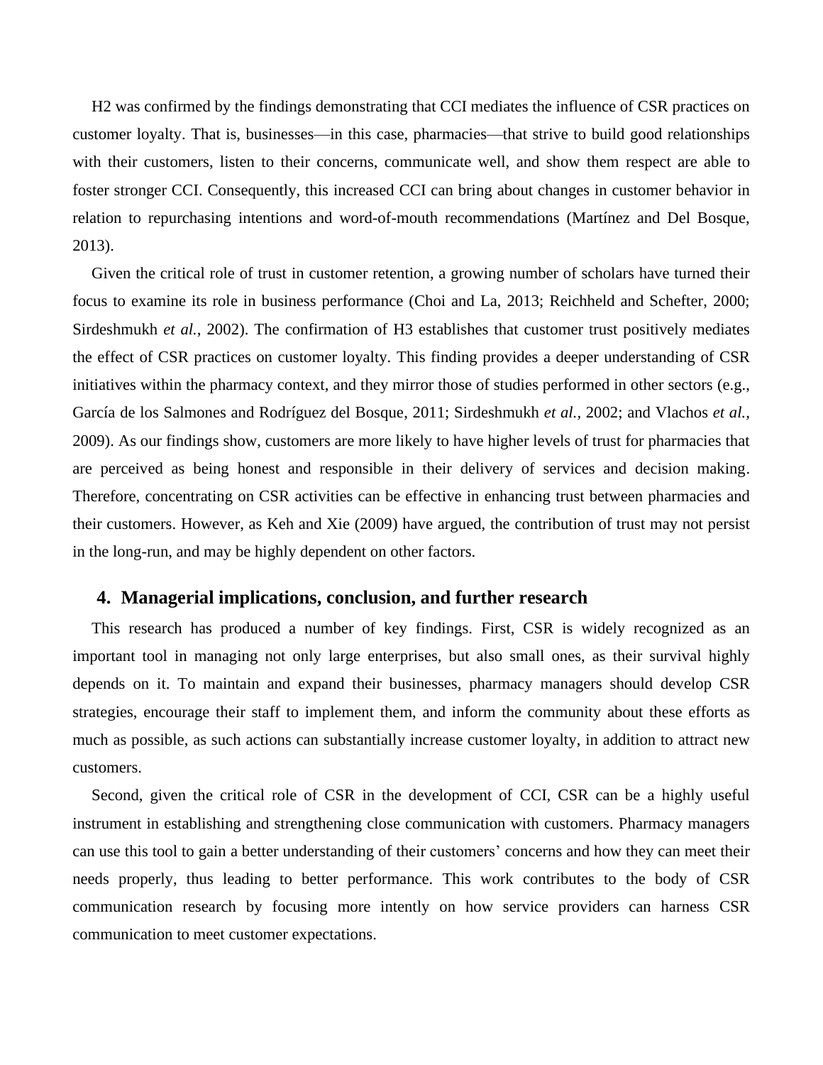H2 was confirmed by the findings demonstrating that CCI mediates the influence of CSR practices on customer loyalty. That is, businesses—in this case, pharmacies—that strive to build good relationships with their customers, listen to their concerns, communicate well, and show them respect are able to foster stronger CCI. Consequently, this increased CCI can bring about changes in customer behavior in relation to repurchasing intentions and word-of-mouth recommendations (Martínez and Del Bosque, 2013).

Given the critical role of trust in customer retention, a growing number of scholars have turned their focus to examine its role in business performance (Choi and La, 2013; Reichheld and Schefter, 2000; Sirdeshmukh *et al.*, 2002). The confirmation of H3 establishes that customer trust positively mediates the effect of CSR practices on customer loyalty. This finding provides a deeper understanding of CSR initiatives within the pharmacy context, and they mirror those of studies performed in other sectors (e.g., García de los Salmones and Rodríguez del Bosque, 2011; Sirdeshmukh *et al.*, 2002; and Vlachos *et al.*, 2009). As our findings show, customers are more likely to have higher levels of trust for pharmacies that are perceived as being honest and responsible in their delivery of services and decision making. Therefore, concentrating on CSR activities can be effective in enhancing trust between pharmacies and their customers. However, as Keh and Xie (2009) have argued, the contribution of trust may not persist in the long-run, and may be highly dependent on other factors.

## 4. Managerial implications, conclusion, and further research

This research has produced a number of key findings. First, CSR is widely recognized as an important tool in managing not only large enterprises, but also small ones, as their survival highly depends on it. To maintain and expand their businesses, pharmacy managers should develop CSR strategies, encourage their staff to implement them, and inform the community about these efforts as much as possible, as such actions can substantially increase customer loyalty, in addition to attract new customers.

Second, given the critical role of CSR in the development of CCI, CSR can be a highly useful instrument in establishing and strengthening close communication with customers. Pharmacy managers can use this tool to gain a better understanding of their customers' concerns and how they can meet their needs properly, thus leading to better performance. This work contributes to the body of CSR communication research by focusing more intently on how service providers can harness CSR communication to meet customer expectations.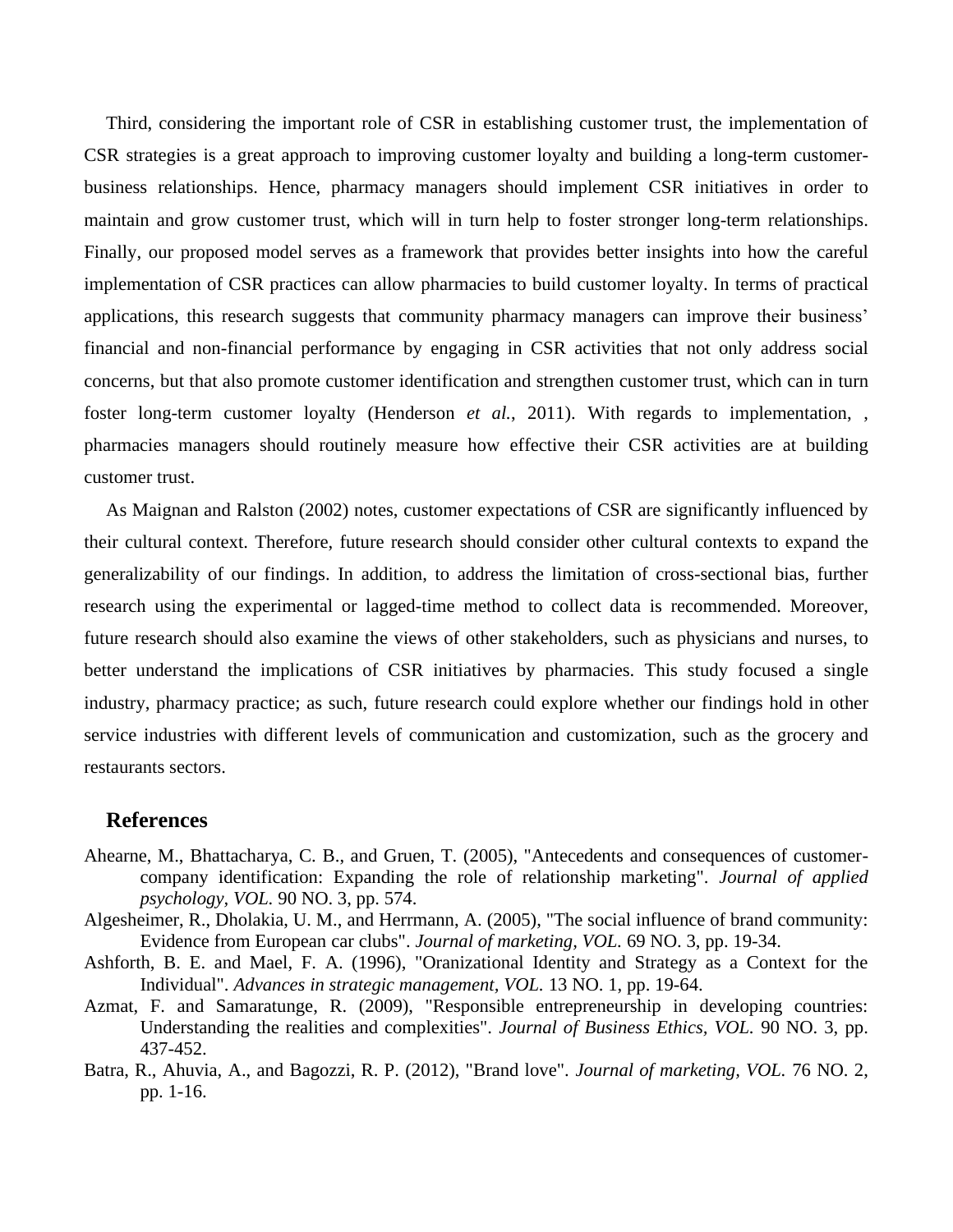Third, considering the important role of CSR in establishing customer trust, the implementation of CSR strategies is a great approach to improving customer loyalty and building a long-term customer-business relationships. Hence, pharmacy managers should implement CSR initiatives in order to maintain and grow customer trust, which will in turn help to foster stronger long-term relationships. Finally, our proposed model serves as a framework that provides better insights into how the careful implementation of CSR practices can allow pharmacies to build customer loyalty. In terms of practical applications, this research suggests that community pharmacy managers can improve their business' financial and non-financial performance by engaging in CSR activities that not only address social concerns, but that also promote customer identification and strengthen customer trust, which can in turn foster long-term customer loyalty (Henderson *et al.*, 2011). With regards to implementation, , pharmacies managers should routinely measure how effective their CSR activities are at building customer trust.

As Maignan and Ralston (2002) notes, customer expectations of CSR are significantly influenced by their cultural context. Therefore, future research should consider other cultural contexts to expand the generalizability of our findings. In addition, to address the limitation of cross-sectional bias, further research using the experimental or lagged-time method to collect data is recommended. Moreover, future research should also examine the views of other stakeholders, such as physicians and nurses, to better understand the implications of CSR initiatives by pharmacies. This study focused a single industry, pharmacy practice; as such, future research could explore whether our findings hold in other service industries with different levels of communication and customization, such as the grocery and restaurants sectors.

## References

Ahearne, M., Bhattacharya, C. B., and Gruen, T. (2005), "Antecedents and consequences of customer-company identification: Expanding the role of relationship marketing". *Journal of applied psychology, VOL.* 90 NO. 3, pp. 574.

Algesheimer, R., Dholakia, U. M., and Herrmann, A. (2005), "The social influence of brand community: Evidence from European car clubs". *Journal of marketing, VOL.* 69 NO. 3, pp. 19-34.

Ashforth, B. E. and Mael, F. A. (1996), "Oranizational Identity and Strategy as a Context for the Individual". *Advances in strategic management, VOL.* 13 NO. 1, pp. 19-64.

Azmat, F. and Samaratunge, R. (2009), "Responsible entrepreneurship in developing countries: Understanding the realities and complexities". *Journal of Business Ethics, VOL.* 90 NO. 3, pp. 437-452.

Batra, R., Ahuvia, A., and Bagozzi, R. P. (2012), "Brand love". *Journal of marketing, VOL.* 76 NO. 2, pp. 1-16.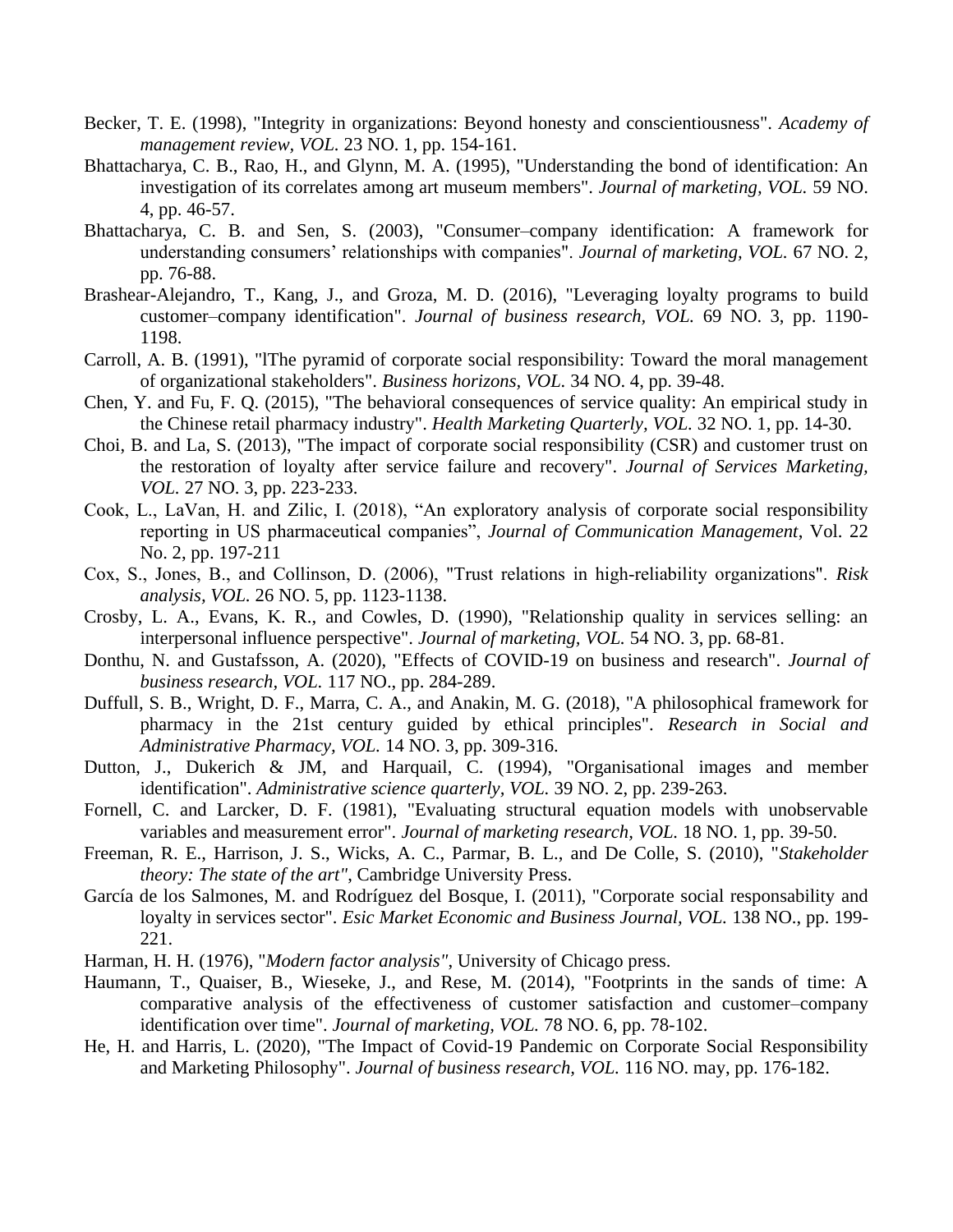Becker, T. E. (1998), "Integrity in organizations: Beyond honesty and conscientiousness". *Academy of management review, VOL.* 23 NO. 1, pp. 154-161.

Bhattacharya, C. B., Rao, H., and Glynn, M. A. (1995), "Understanding the bond of identification: An investigation of its correlates among art museum members". *Journal of marketing, VOL.* 59 NO. 4, pp. 46-57.

Bhattacharya, C. B. and Sen, S. (2003), "Consumer–company identification: A framework for understanding consumers' relationships with companies". *Journal of marketing, VOL.* 67 NO. 2, pp. 76-88.

Brashear-Alejandro, T., Kang, J., and Groza, M. D. (2016), "Leveraging loyalty programs to build customer–company identification". *Journal of business research, VOL.* 69 NO. 3, pp. 1190-1198.

Carroll, A. B. (1991), "lThe pyramid of corporate social responsibility: Toward the moral management of organizational stakeholders". *Business horizons, VOL.* 34 NO. 4, pp. 39-48.

Chen, Y. and Fu, F. Q. (2015), "The behavioral consequences of service quality: An empirical study in the Chinese retail pharmacy industry". *Health Marketing Quarterly, VOL.* 32 NO. 1, pp. 14-30.

Choi, B. and La, S. (2013), "The impact of corporate social responsibility (CSR) and customer trust on the restoration of loyalty after service failure and recovery". *Journal of Services Marketing, VOL.* 27 NO. 3, pp. 223-233.

Cook, L., LaVan, H. and Zilic, I. (2018), "An exploratory analysis of corporate social responsibility reporting in US pharmaceutical companies", *Journal of Communication Management*, Vol. 22 No. 2, pp. 197-211

Cox, S., Jones, B., and Collinson, D. (2006), "Trust relations in high-reliability organizations". *Risk analysis, VOL.* 26 NO. 5, pp. 1123-1138.

Crosby, L. A., Evans, K. R., and Cowles, D. (1990), "Relationship quality in services selling: an interpersonal influence perspective". *Journal of marketing, VOL.* 54 NO. 3, pp. 68-81.

Donthu, N. and Gustafsson, A. (2020), "Effects of COVID-19 on business and research". *Journal of business research, VOL.* 117 NO., pp. 284-289.

Duffull, S. B., Wright, D. F., Marra, C. A., and Anakin, M. G. (2018), "A philosophical framework for pharmacy in the 21st century guided by ethical principles". *Research in Social and Administrative Pharmacy, VOL.* 14 NO. 3, pp. 309-316.

Dutton, J., Dukerich & JM, and Harquail, C. (1994), "Organisational images and member identification". *Administrative science quarterly, VOL.* 39 NO. 2, pp. 239-263.

Fornell, C. and Larcker, D. F. (1981), "Evaluating structural equation models with unobservable variables and measurement error". *Journal of marketing research, VOL.* 18 NO. 1, pp. 39-50.

Freeman, R. E., Harrison, J. S., Wicks, A. C., Parmar, B. L., and De Colle, S. (2010), "*Stakeholder theory: The state of the art"*, Cambridge University Press.

García de los Salmones, M. and Rodríguez del Bosque, I. (2011), "Corporate social responsability and loyalty in services sector". *Esic Market Economic and Business Journal, VOL.* 138 NO., pp. 199-221.

Harman, H. H. (1976), "*Modern factor analysis"*, University of Chicago press.

Haumann, T., Quaiser, B., Wieseke, J., and Rese, M. (2014), "Footprints in the sands of time: A comparative analysis of the effectiveness of customer satisfaction and customer–company identification over time". *Journal of marketing, VOL.* 78 NO. 6, pp. 78-102.

He, H. and Harris, L. (2020), "The Impact of Covid-19 Pandemic on Corporate Social Responsibility and Marketing Philosophy". *Journal of business research, VOL.* 116 NO. may, pp. 176-182.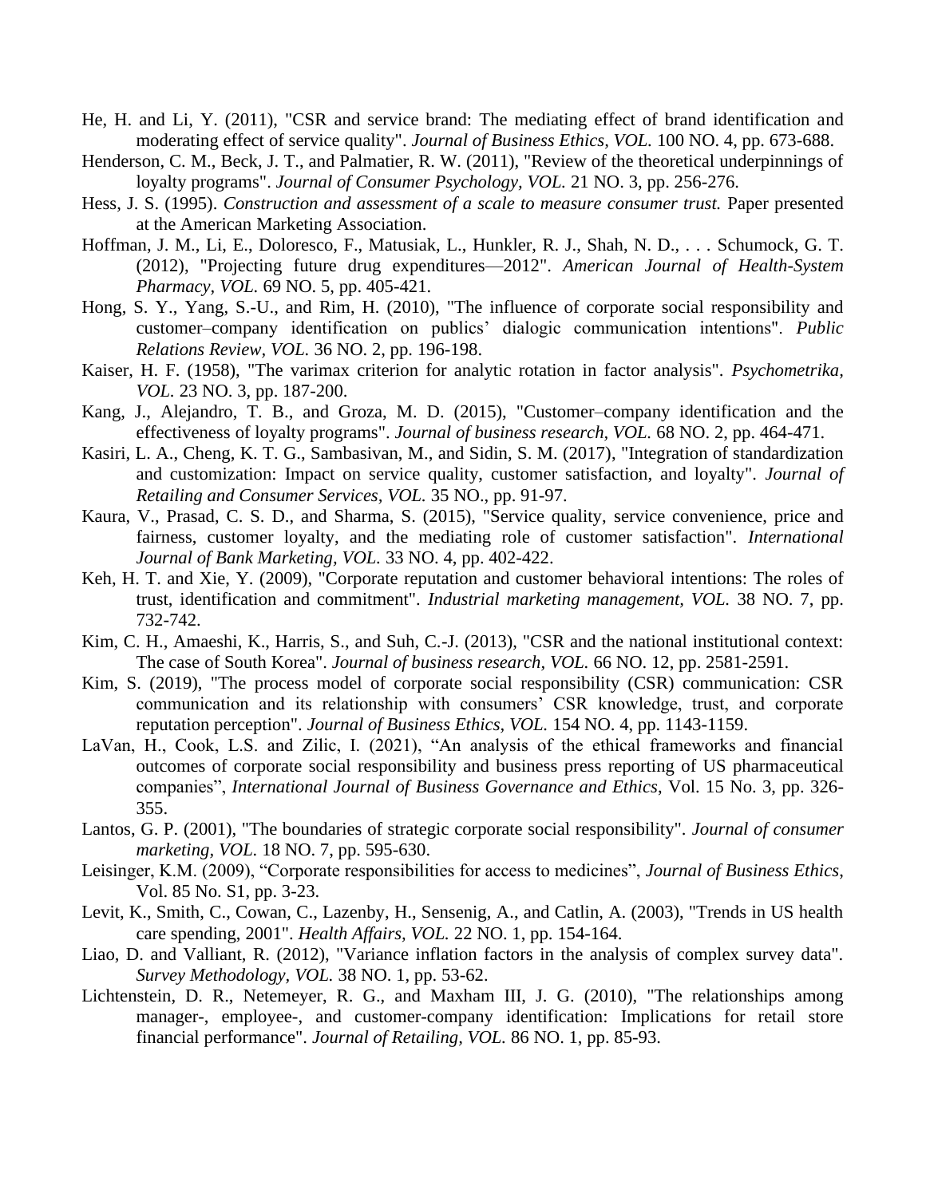He, H. and Li, Y. (2011), "CSR and service brand: The mediating effect of brand identification and moderating effect of service quality". *Journal of Business Ethics, VOL.* 100 NO. 4, pp. 673-688.

Henderson, C. M., Beck, J. T., and Palmatier, R. W. (2011), "Review of the theoretical underpinnings of loyalty programs". *Journal of Consumer Psychology, VOL.* 21 NO. 3, pp. 256-276.

Hess, J. S. (1995). *Construction and assessment of a scale to measure consumer trust.* Paper presented at the American Marketing Association.

Hoffman, J. M., Li, E., Doloresco, F., Matusiak, L., Hunkler, R. J., Shah, N. D., . . . Schumock, G. T. (2012), "Projecting future drug expenditures—2012". *American Journal of Health-System Pharmacy, VOL.* 69 NO. 5, pp. 405-421.

Hong, S. Y., Yang, S.-U., and Rim, H. (2010), "The influence of corporate social responsibility and customer–company identification on publics' dialogic communication intentions". *Public Relations Review, VOL.* 36 NO. 2, pp. 196-198.

Kaiser, H. F. (1958), "The varimax criterion for analytic rotation in factor analysis". *Psychometrika, VOL.* 23 NO. 3, pp. 187-200.

Kang, J., Alejandro, T. B., and Groza, M. D. (2015), "Customer–company identification and the effectiveness of loyalty programs". *Journal of business research, VOL.* 68 NO. 2, pp. 464-471.

Kasiri, L. A., Cheng, K. T. G., Sambasivan, M., and Sidin, S. M. (2017), "Integration of standardization and customization: Impact on service quality, customer satisfaction, and loyalty". *Journal of Retailing and Consumer Services, VOL.* 35 NO., pp. 91-97.

Kaura, V., Prasad, C. S. D., and Sharma, S. (2015), "Service quality, service convenience, price and fairness, customer loyalty, and the mediating role of customer satisfaction". *International Journal of Bank Marketing, VOL.* 33 NO. 4, pp. 402-422.

Keh, H. T. and Xie, Y. (2009), "Corporate reputation and customer behavioral intentions: The roles of trust, identification and commitment". *Industrial marketing management, VOL.* 38 NO. 7, pp. 732-742.

Kim, C. H., Amaeshi, K., Harris, S., and Suh, C.-J. (2013), "CSR and the national institutional context: The case of South Korea". *Journal of business research, VOL.* 66 NO. 12, pp. 2581-2591.

Kim, S. (2019), "The process model of corporate social responsibility (CSR) communication: CSR communication and its relationship with consumers' CSR knowledge, trust, and corporate reputation perception". *Journal of Business Ethics, VOL.* 154 NO. 4, pp. 1143-1159.

LaVan, H., Cook, L.S. and Zilic, I. (2021), "An analysis of the ethical frameworks and financial outcomes of corporate social responsibility and business press reporting of US pharmaceutical companies", *International Journal of Business Governance and Ethics*, Vol. 15 No. 3, pp. 326-355.

Lantos, G. P. (2001), "The boundaries of strategic corporate social responsibility". *Journal of consumer marketing, VOL.* 18 NO. 7, pp. 595-630.

Leisinger, K.M. (2009), "Corporate responsibilities for access to medicines", *Journal of Business Ethics*, Vol. 85 No. S1, pp. 3-23.

Levit, K., Smith, C., Cowan, C., Lazenby, H., Sensenig, A., and Catlin, A. (2003), "Trends in US health care spending, 2001". *Health Affairs, VOL.* 22 NO. 1, pp. 154-164.

Liao, D. and Valliant, R. (2012), "Variance inflation factors in the analysis of complex survey data". *Survey Methodology, VOL.* 38 NO. 1, pp. 53-62.

Lichtenstein, D. R., Netemeyer, R. G., and Maxham III, J. G. (2010), "The relationships among manager-, employee-, and customer-company identification: Implications for retail store financial performance". *Journal of Retailing, VOL.* 86 NO. 1, pp. 85-93.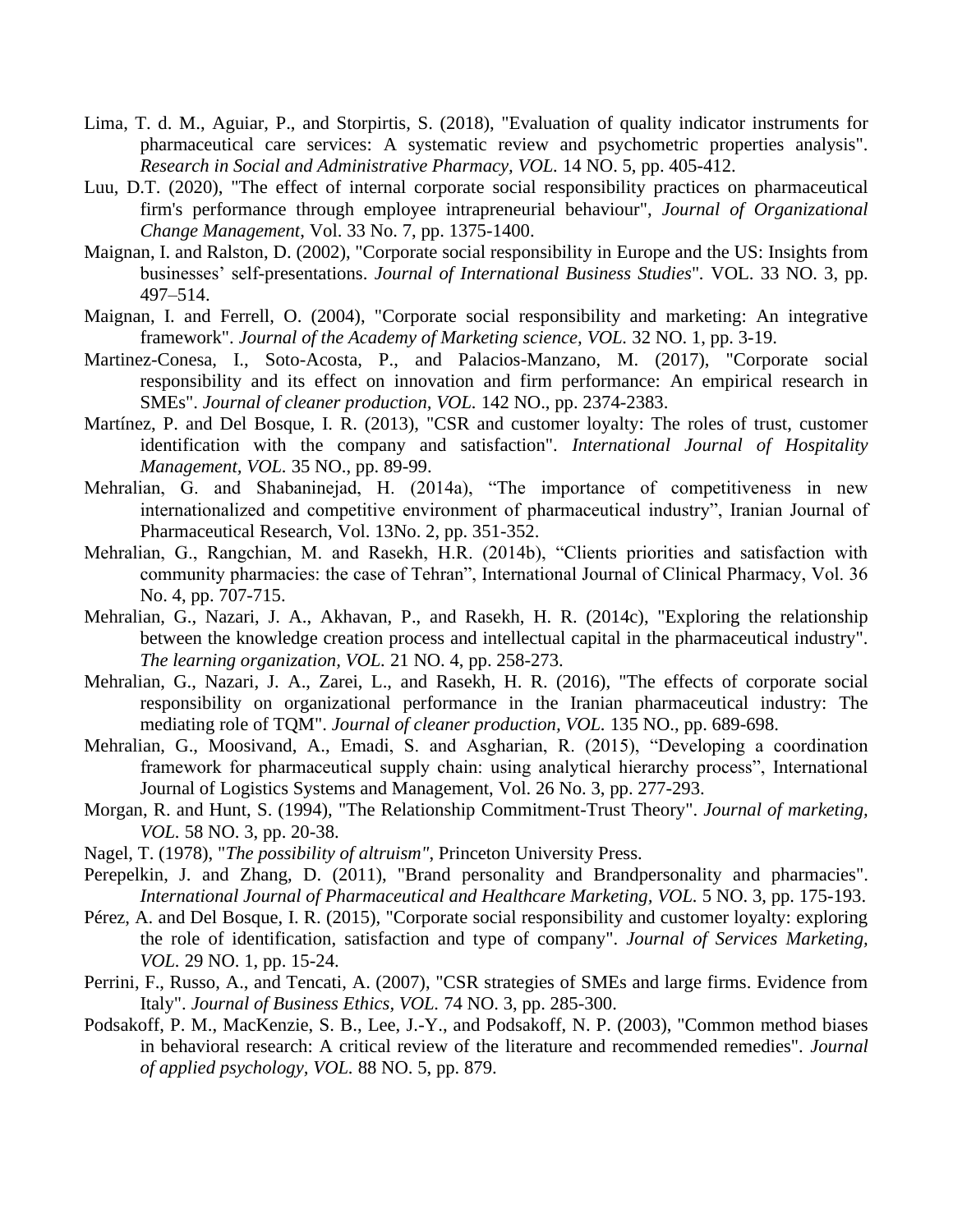Lima, T. d. M., Aguiar, P., and Storpirtis, S. (2018), "Evaluation of quality indicator instruments for pharmaceutical care services: A systematic review and psychometric properties analysis". *Research in Social and Administrative Pharmacy, VOL.* 14 NO. 5, pp. 405-412.

Luu, D.T. (2020), "The effect of internal corporate social responsibility practices on pharmaceutical firm's performance through employee intrapreneurial behaviour", *Journal of Organizational Change Management*, Vol. 33 No. 7, pp. 1375-1400.

Maignan, I. and Ralston, D. (2002), "Corporate social responsibility in Europe and the US: Insights from businesses' self-presentations. *Journal of International Business Studies*". VOL. 33 NO. 3, pp. 497–514.

Maignan, I. and Ferrell, O. (2004), "Corporate social responsibility and marketing: An integrative framework". *Journal of the Academy of Marketing science, VOL.* 32 NO. 1, pp. 3-19.

Martinez-Conesa, I., Soto-Acosta, P., and Palacios-Manzano, M. (2017), "Corporate social responsibility and its effect on innovation and firm performance: An empirical research in SMEs". *Journal of cleaner production, VOL.* 142 NO., pp. 2374-2383.

Martínez, P. and Del Bosque, I. R. (2013), "CSR and customer loyalty: The roles of trust, customer identification with the company and satisfaction". *International Journal of Hospitality Management, VOL.* 35 NO., pp. 89-99.

Mehralian, G. and Shabaninejad, H. (2014a), "The importance of competitiveness in new internationalized and competitive environment of pharmaceutical industry", Iranian Journal of Pharmaceutical Research, Vol. 13No. 2, pp. 351-352.

Mehralian, G., Rangchian, M. and Rasekh, H.R. (2014b), "Clients priorities and satisfaction with community pharmacies: the case of Tehran", International Journal of Clinical Pharmacy, Vol. 36 No. 4, pp. 707-715.

Mehralian, G., Nazari, J. A., Akhavan, P., and Rasekh, H. R. (2014c), "Exploring the relationship between the knowledge creation process and intellectual capital in the pharmaceutical industry". *The learning organization, VOL.* 21 NO. 4, pp. 258-273.

Mehralian, G., Nazari, J. A., Zarei, L., and Rasekh, H. R. (2016), "The effects of corporate social responsibility on organizational performance in the Iranian pharmaceutical industry: The mediating role of TQM". *Journal of cleaner production, VOL.* 135 NO., pp. 689-698.

Mehralian, G., Moosivand, A., Emadi, S. and Asgharian, R. (2015), "Developing a coordination framework for pharmaceutical supply chain: using analytical hierarchy process", International Journal of Logistics Systems and Management, Vol. 26 No. 3, pp. 277-293.

Morgan, R. and Hunt, S. (1994), "The Relationship Commitment-Trust Theory". *Journal of marketing, VOL.* 58 NO. 3, pp. 20-38.

Nagel, T. (1978), "*The possibility of altruism"*, Princeton University Press.

Perepelkin, J. and Zhang, D. (2011), "Brand personality and Brandpersonality and pharmacies". *International Journal of Pharmaceutical and Healthcare Marketing, VOL.* 5 NO. 3, pp. 175-193.

Pérez, A. and Del Bosque, I. R. (2015), "Corporate social responsibility and customer loyalty: exploring the role of identification, satisfaction and type of company". *Journal of Services Marketing, VOL.* 29 NO. 1, pp. 15-24.

Perrini, F., Russo, A., and Tencati, A. (2007), "CSR strategies of SMEs and large firms. Evidence from Italy". *Journal of Business Ethics, VOL.* 74 NO. 3, pp. 285-300.

Podsakoff, P. M., MacKenzie, S. B., Lee, J.-Y., and Podsakoff, N. P. (2003), "Common method biases in behavioral research: A critical review of the literature and recommended remedies". *Journal of applied psychology, VOL.* 88 NO. 5, pp. 879.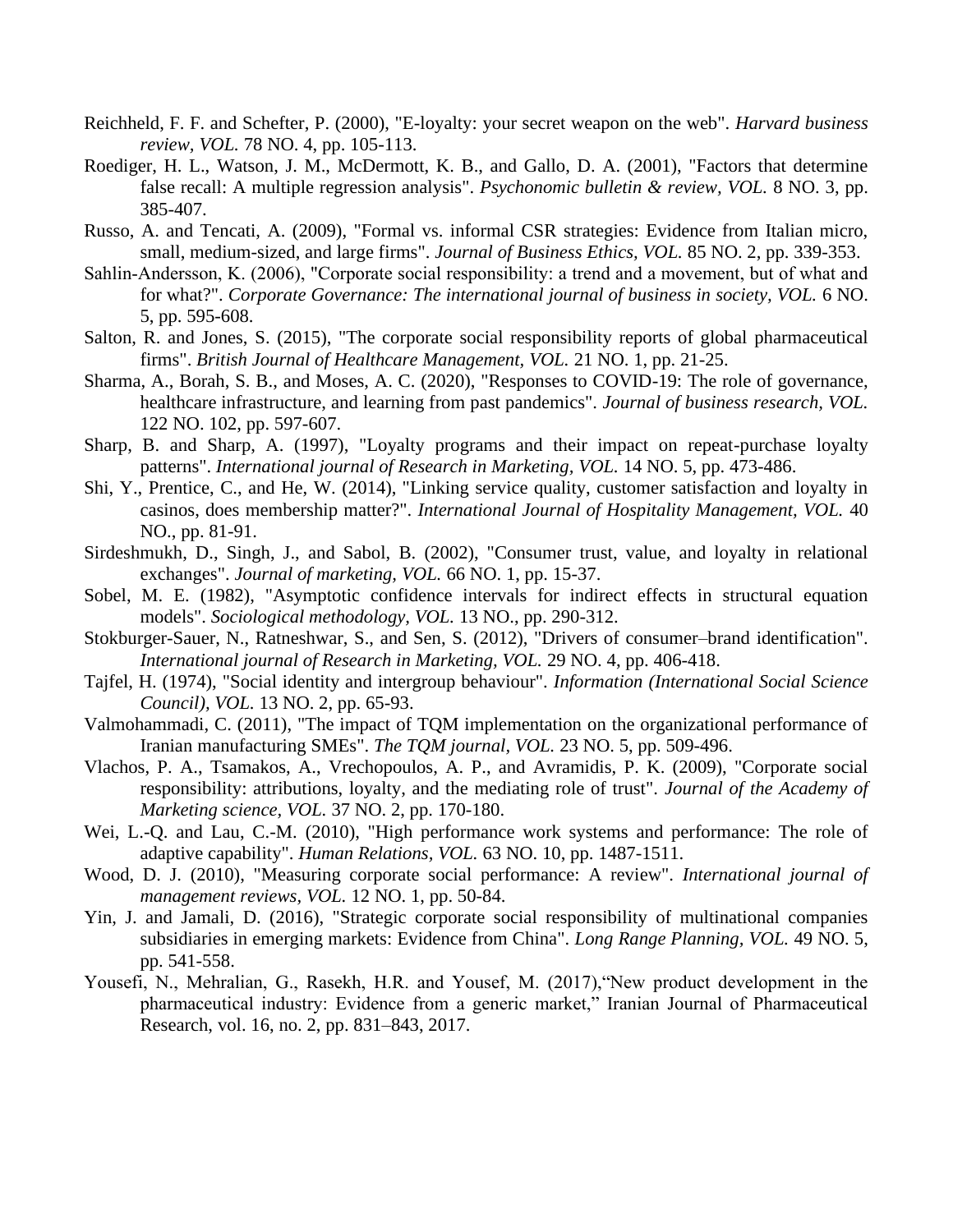Reichheld, F. F. and Schefter, P. (2000), "E-loyalty: your secret weapon on the web". *Harvard business review, VOL.* 78 NO. 4, pp. 105-113.

Roediger, H. L., Watson, J. M., McDermott, K. B., and Gallo, D. A. (2001), "Factors that determine false recall: A multiple regression analysis". *Psychonomic bulletin & review, VOL.* 8 NO. 3, pp. 385-407.

Russo, A. and Tencati, A. (2009), "Formal vs. informal CSR strategies: Evidence from Italian micro, small, medium-sized, and large firms". *Journal of Business Ethics, VOL.* 85 NO. 2, pp. 339-353.

Sahlin-Andersson, K. (2006), "Corporate social responsibility: a trend and a movement, but of what and for what?". *Corporate Governance: The international journal of business in society, VOL.* 6 NO. 5, pp. 595-608.

Salton, R. and Jones, S. (2015), "The corporate social responsibility reports of global pharmaceutical firms". *British Journal of Healthcare Management, VOL.* 21 NO. 1, pp. 21-25.

Sharma, A., Borah, S. B., and Moses, A. C. (2020), "Responses to COVID-19: The role of governance, healthcare infrastructure, and learning from past pandemics". *Journal of business research, VOL.* 122 NO. 102, pp. 597-607.

Sharp, B. and Sharp, A. (1997), "Loyalty programs and their impact on repeat-purchase loyalty patterns". *International journal of Research in Marketing, VOL.* 14 NO. 5, pp. 473-486.

Shi, Y., Prentice, C., and He, W. (2014), "Linking service quality, customer satisfaction and loyalty in casinos, does membership matter?". *International Journal of Hospitality Management, VOL.* 40 NO., pp. 81-91.

Sirdeshmukh, D., Singh, J., and Sabol, B. (2002), "Consumer trust, value, and loyalty in relational exchanges". *Journal of marketing, VOL.* 66 NO. 1, pp. 15-37.

Sobel, M. E. (1982), "Asymptotic confidence intervals for indirect effects in structural equation models". *Sociological methodology, VOL.* 13 NO., pp. 290-312.

Stokburger-Sauer, N., Ratneshwar, S., and Sen, S. (2012), "Drivers of consumer–brand identification". *International journal of Research in Marketing, VOL.* 29 NO. 4, pp. 406-418.

Tajfel, H. (1974), "Social identity and intergroup behaviour". *Information (International Social Science Council), VOL.* 13 NO. 2, pp. 65-93.

Valmohammadi, C. (2011), "The impact of TQM implementation on the organizational performance of Iranian manufacturing SMEs". *The TQM journal, VOL.* 23 NO. 5, pp. 509-496.

Vlachos, P. A., Tsamakos, A., Vrechopoulos, A. P., and Avramidis, P. K. (2009), "Corporate social responsibility: attributions, loyalty, and the mediating role of trust". *Journal of the Academy of Marketing science, VOL.* 37 NO. 2, pp. 170-180.

Wei, L.-Q. and Lau, C.-M. (2010), "High performance work systems and performance: The role of adaptive capability". *Human Relations, VOL.* 63 NO. 10, pp. 1487-1511.

Wood, D. J. (2010), "Measuring corporate social performance: A review". *International journal of management reviews, VOL.* 12 NO. 1, pp. 50-84.

Yin, J. and Jamali, D. (2016), "Strategic corporate social responsibility of multinational companies subsidiaries in emerging markets: Evidence from China". *Long Range Planning, VOL.* 49 NO. 5, pp. 541-558.

Yousefi, N., Mehralian, G., Rasekh, H.R. and Yousef, M. (2017),"New product development in the pharmaceutical industry: Evidence from a generic market," Iranian Journal of Pharmaceutical Research, vol. 16, no. 2, pp. 831–843, 2017.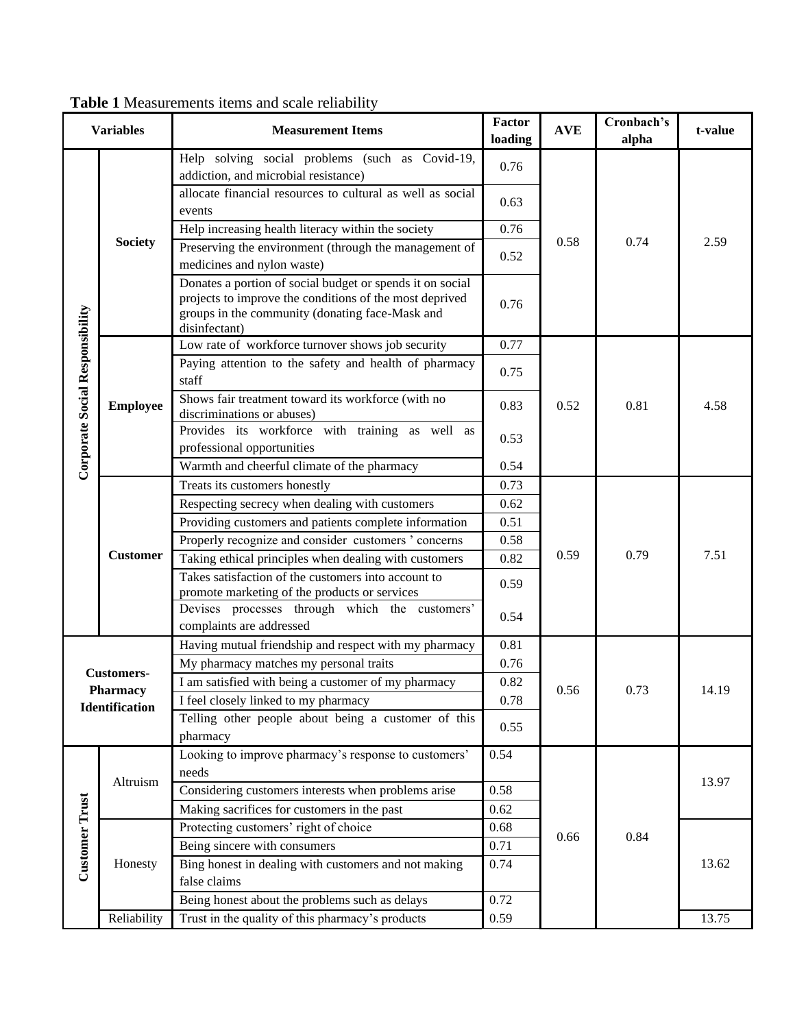**Table 1** Measurements items and scale reliability

| Variables | | Measurement Items | Factor loading | AVE | Cronbach's alpha | t-value |
|---|---|---|---|---|---|---|
| Corporate Social Responsibility | Society | Help solving social problems (such as Covid-19, addiction, and microbial resistance) | 0.76 | 0.58 | 0.74 | 2.59 |
| | | allocate financial resources to cultural as well as social events | 0.63 | | | |
| | | Help increasing health literacy within the society | 0.76 | | | |
| | | Preserving the environment (through the management of medicines and nylon waste) | 0.52 | | | |
| | | Donates a portion of social budget or spends it on social projects to improve the conditions of the most deprived groups in the community (donating face-Mask and disinfectant) | 0.76 | | | |
| | Employee | Low rate of workforce turnover shows job security | 0.77 | 0.52 | 0.81 | 4.58 |
| | | Paying attention to the safety and health of pharmacy staff | 0.75 | | | |
| | | Shows fair treatment toward its workforce (with no discriminations or abuses) | 0.83 | | | |
| | | Provides its workforce with training as well as professional opportunities | 0.53 | | | |
| | | Warmth and cheerful climate of the pharmacy | 0.54 | | | |
| | Customer | Treats its customers honestly | 0.73 | 0.59 | 0.79 | 7.51 |
| | | Respecting secrecy when dealing with customers | 0.62 | | | |
| | | Providing customers and patients complete information | 0.51 | | | |
| | | Properly recognize and consider customers ' concerns | 0.58 | | | |
| | | Taking ethical principles when dealing with customers | 0.82 | | | |
| | | Takes satisfaction of the customers into account to promote marketing of the products or services | 0.59 | | | |
| | | Devises processes through which the customers' complaints are addressed | 0.54 | | | |
| Customers-Pharmacy Identification | | Having mutual friendship and respect with my pharmacy | 0.81 | 0.56 | 0.73 | 14.19 |
| | | My pharmacy matches my personal traits | 0.76 | | | |
| | | I am satisfied with being a customer of my pharmacy | 0.82 | | | |
| | | I feel closely linked to my pharmacy | 0.78 | | | |
| | | Telling other people about being a customer of this pharmacy | 0.55 | | | |
| Customer Trust | Altruism | Looking to improve pharmacy's response to customers' needs | 0.54 | 0.66 | 0.84 | 13.97 |
| | | Considering customers interests when problems arise | 0.58 | | | |
| | | Making sacrifices for customers in the past | 0.62 | | | |
| | Honesty | Protecting customers' right of choice | 0.68 | | | 13.62 |
| | | Being sincere with consumers | 0.71 | | | |
| | | Bing honest in dealing with customers and not making false claims | 0.74 | | | |
| | | Being honest about the problems such as delays | 0.72 | | | |
| | Reliability | Trust in the quality of this pharmacy's products | 0.59 | | | 13.75 |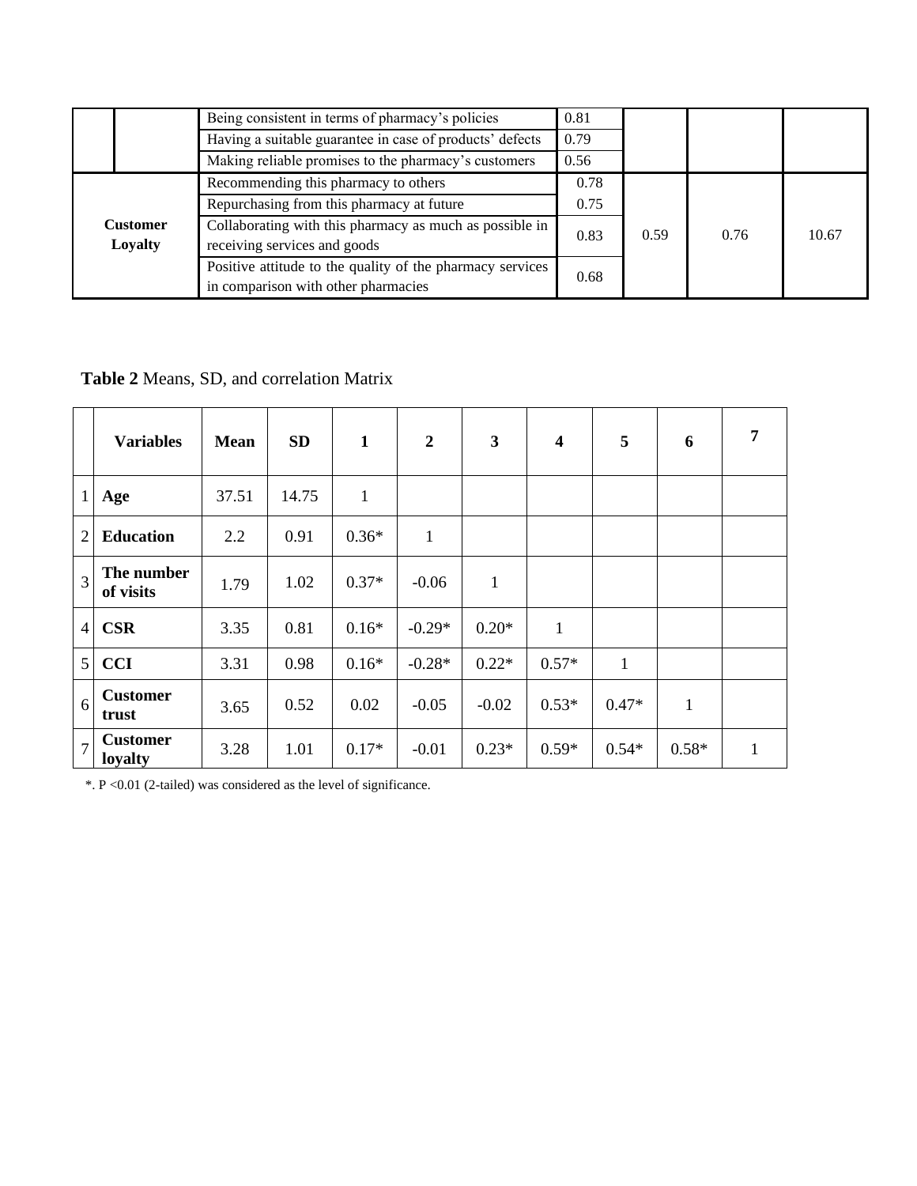| | | | | | | |
|---|---|---|---|---|---|---|
| | | Being consistent in terms of pharmacy's policies | 0.81 | | | |
| | | Having a suitable guarantee in case of products' defects | 0.79 | | | |
| | | Making reliable promises to the pharmacy's customers | 0.56 | | | |
| **Customer Loyalty** | | Recommending this pharmacy to others | 0.78 | 0.59 | 0.76 | 10.67 |
| | | Repurchasing from this pharmacy at future | 0.75 | | | |
| | | Collaborating with this pharmacy as much as possible in receiving services and goods | 0.83 | | | |
| | | Positive attitude to the quality of the pharmacy services in comparison with other pharmacies | 0.68 | | | |

**Table 2** Means, SD, and correlation Matrix

| | **Variables** | **Mean** | **SD** | **1** | **2** | **3** | **4** | **5** | **6** | **7** |
|---|---|---|---|---|---|---|---|---|---|---|
| 1 | **Age** | 37.51 | 14.75 | 1 | | | | | | |
| 2 | **Education** | 2.2 | 0.91 | 0.36* | 1 | | | | | |
| 3 | **The number of visits** | 1.79 | 1.02 | 0.37* | -0.06 | 1 | | | | |
| 4 | **CSR** | 3.35 | 0.81 | 0.16* | -0.29* | 0.20* | 1 | | | |
| 5 | **CCI** | 3.31 | 0.98 | 0.16* | -0.28* | 0.22* | 0.57* | 1 | | |
| 6 | **Customer trust** | 3.65 | 0.52 | 0.02 | -0.05 | -0.02 | 0.53* | 0.47* | 1 | |
| 7 | **Customer loyalty** | 3.28 | 1.01 | 0.17* | -0.01 | 0.23* | 0.59* | 0.54* | 0.58* | 1 |

*. $P < 0.01$ (2-tailed) was considered as the level of significance.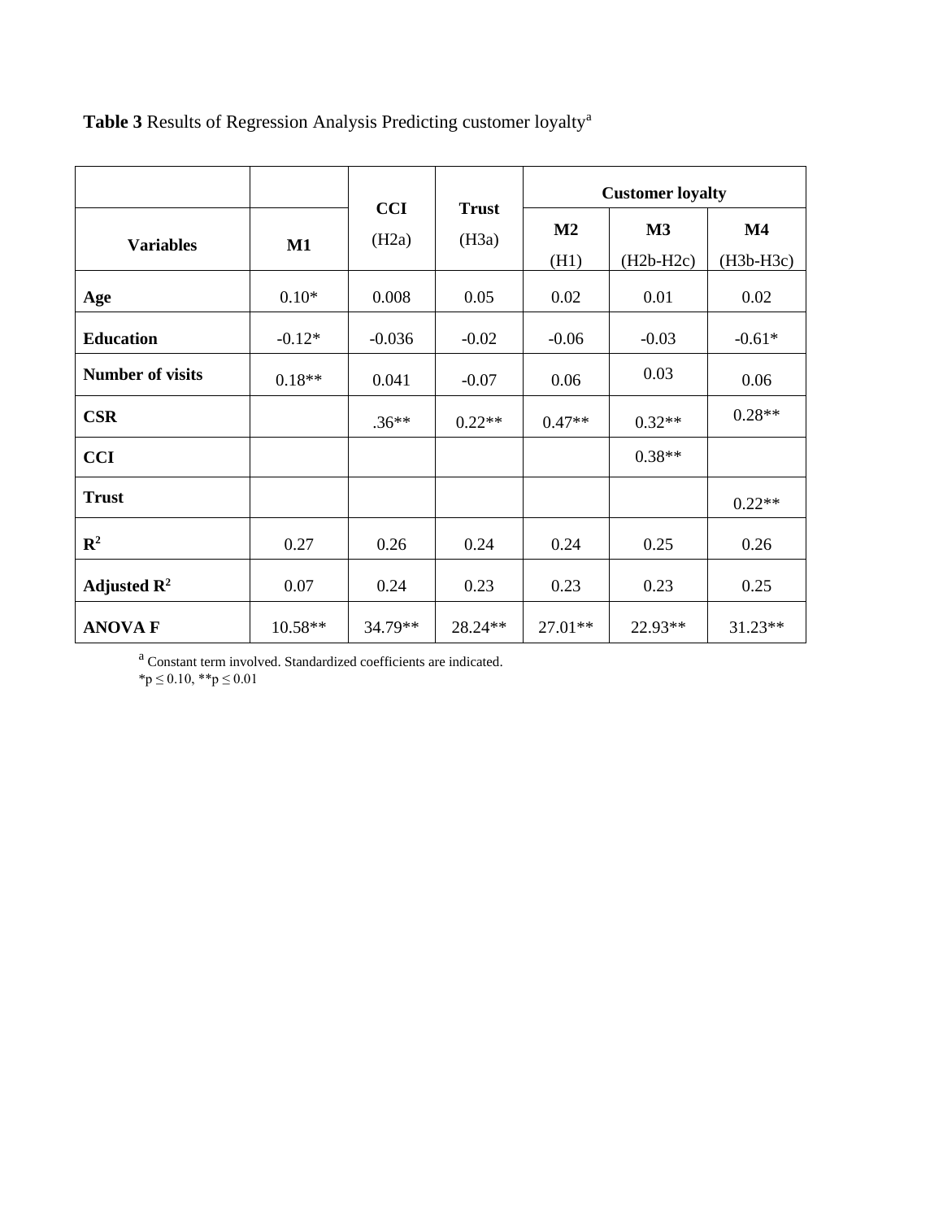**Table 3** Results of Regression Analysis Predicting customer loyalty[a]

| | | CCI | Trust | Customer loyalty | | |
|---|---|---|---|---|---|---|
| **Variables** | **M1** | (H2a) | (H3a) | **M2** (H1) | **M3** (H2b-H2c) | **M4** (H3b-H3c) |
| **Age** | 0.10* | 0.008 | 0.05 | 0.02 | 0.01 | 0.02 |
| **Education** | -0.12* | -0.036 | -0.02 | -0.06 | -0.03 | -0.61* |
| **Number of visits** | 0.18** | 0.041 | -0.07 | 0.06 | 0.03 | 0.06 |
| **CSR** | | .36** | 0.22** | 0.47** | 0.32** | 0.28** |
| **CCI** | | | | | 0.38** | |
| **Trust** | | | | | | 0.22** |
| **$R^2$** | 0.27 | 0.26 | 0.24 | 0.24 | 0.25 | 0.26 |
| **Adjusted $R^2$** | 0.07 | 0.24 | 0.23 | 0.23 | 0.23 | 0.25 |
| **ANOVA F** | 10.58** | 34.79** | 28.24** | 27.01** | 22.93** | 31.23** |

[a] Constant term involved. Standardized coefficients are indicated.

*$p \leq 0.10$, **$p \leq 0.01$